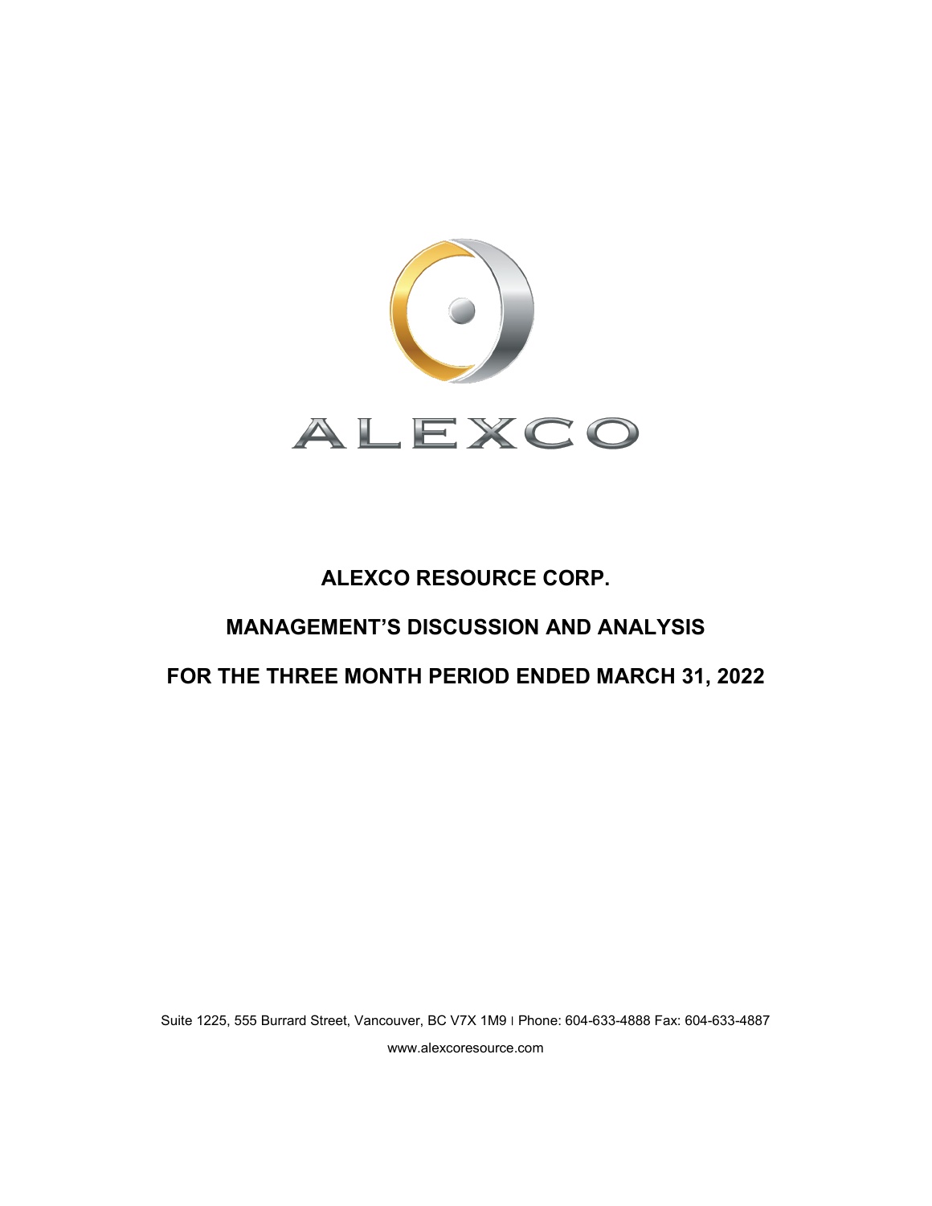ALEXCO

# ALEXCO RESOURCE CORP.

# MANAGEMENT'S DISCUSSION AND ANALYSIS

# FOR THE THREE MONTH PERIOD ENDED MARCH 31, 2022

Suite 1225, 555 Burrard Street, Vancouver, BC V7X 1M9 | Phone: 604-633-4888 Fax: 604-633-4887

www.alexcoresource.com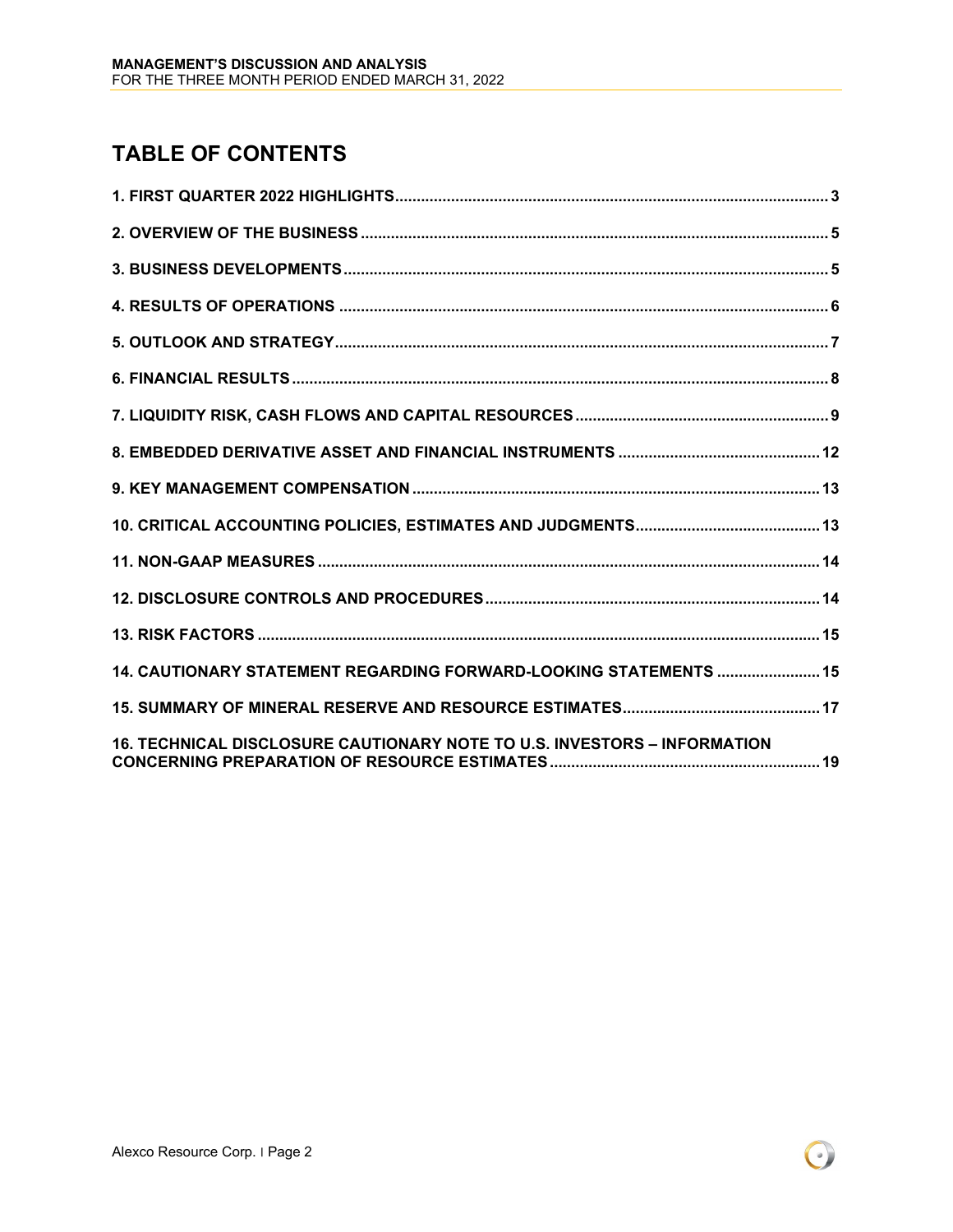# TABLE OF CONTENTS

| | |
|---|---|
| 1. FIRST QUARTER 2022 HIGHLIGHTS | 3 |
| 2. OVERVIEW OF THE BUSINESS | 5 |
| 3. BUSINESS DEVELOPMENTS | 5 |
| 4. RESULTS OF OPERATIONS | 6 |
| 5. OUTLOOK AND STRATEGY | 7 |
| 6. FINANCIAL RESULTS | 8 |
| 7. LIQUIDITY RISK, CASH FLOWS AND CAPITAL RESOURCES | 9 |
| 8. EMBEDDED DERIVATIVE ASSET AND FINANCIAL INSTRUMENTS | 12 |
| 9. KEY MANAGEMENT COMPENSATION | 13 |
| 10. CRITICAL ACCOUNTING POLICIES, ESTIMATES AND JUDGMENTS | 13 |
| 11. NON-GAAP MEASURES | 14 |
| 12. DISCLOSURE CONTROLS AND PROCEDURES | 14 |
| 13. RISK FACTORS | 15 |
| 14. CAUTIONARY STATEMENT REGARDING FORWARD-LOOKING STATEMENTS | 15 |
| 15. SUMMARY OF MINERAL RESERVE AND RESOURCE ESTIMATES | 17 |
| 16. TECHNICAL DISCLOSURE CAUTIONARY NOTE TO U.S. INVESTORS – INFORMATION CONCERNING PREPARATION OF RESOURCE ESTIMATES | 19 |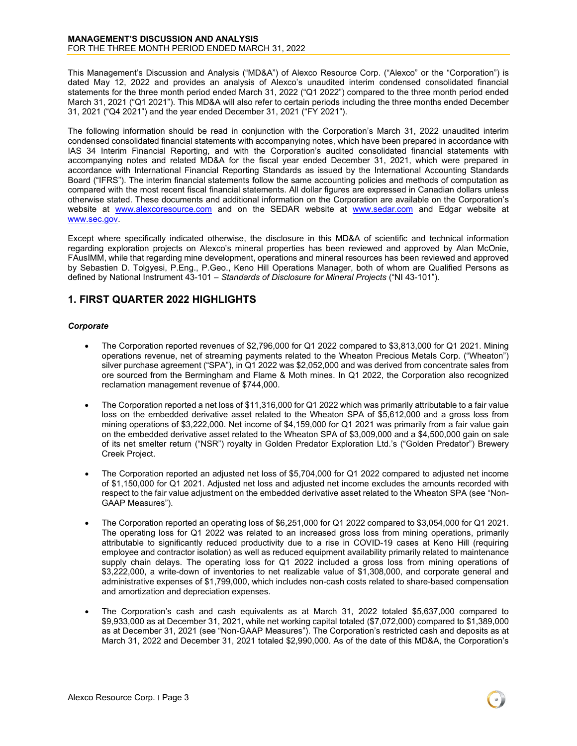This Management's Discussion and Analysis ("MD&A") of Alexco Resource Corp. ("Alexco" or the "Corporation") is dated May 12, 2022 and provides an analysis of Alexco's unaudited interim condensed consolidated financial statements for the three month period ended March 31, 2022 ("Q1 2022") compared to the three month period ended March 31, 2021 ("Q1 2021"). This MD&A will also refer to certain periods including the three months ended December 31, 2021 ("Q4 2021") and the year ended December 31, 2021 ("FY 2021").

The following information should be read in conjunction with the Corporation's March 31, 2022 unaudited interim condensed consolidated financial statements with accompanying notes, which have been prepared in accordance with IAS 34 Interim Financial Reporting, and with the Corporation's audited consolidated financial statements with accompanying notes and related MD&A for the fiscal year ended December 31, 2021, which were prepared in accordance with International Financial Reporting Standards as issued by the International Accounting Standards Board ("IFRS"). The interim financial statements follow the same accounting policies and methods of computation as compared with the most recent fiscal financial statements. All dollar figures are expressed in Canadian dollars unless otherwise stated. These documents and additional information on the Corporation are available on the Corporation's website at www.alexcoresource.com and on the SEDAR website at www.sedar.com and Edgar website at www.sec.gov.

Except where specifically indicated otherwise, the disclosure in this MD&A of scientific and technical information regarding exploration projects on Alexco's mineral properties has been reviewed and approved by Alan McOnie, FAusIMM, while that regarding mine development, operations and mineral resources has been reviewed and approved by Sebastien D. Tolgyesi, P.Eng., P.Geo., Keno Hill Operations Manager, both of whom are Qualified Persons as defined by National Instrument 43-101 – *Standards of Disclosure for Mineral Projects* ("NI 43-101").

## 1. FIRST QUARTER 2022 HIGHLIGHTS

### *Corporate*

- The Corporation reported revenues of $2,796,000 for Q1 2022 compared to $3,813,000 for Q1 2021. Mining operations revenue, net of streaming payments related to the Wheaton Precious Metals Corp. ("Wheaton") silver purchase agreement ("SPA"), in Q1 2022 was $2,052,000 and was derived from concentrate sales from ore sourced from the Bermingham and Flame & Moth mines. In Q1 2022, the Corporation also recognized reclamation management revenue of $744,000.

- The Corporation reported a net loss of $11,316,000 for Q1 2022 which was primarily attributable to a fair value loss on the embedded derivative asset related to the Wheaton SPA of $5,612,000 and a gross loss from mining operations of $3,222,000. Net income of $4,159,000 for Q1 2021 was primarily from a fair value gain on the embedded derivative asset related to the Wheaton SPA of $3,009,000 and a $4,500,000 gain on sale of its net smelter return ("NSR") royalty in Golden Predator Exploration Ltd.'s ("Golden Predator") Brewery Creek Project.

- The Corporation reported an adjusted net loss of $5,704,000 for Q1 2022 compared to adjusted net income of $1,150,000 for Q1 2021. Adjusted net loss and adjusted net income excludes the amounts recorded with respect to the fair value adjustment on the embedded derivative asset related to the Wheaton SPA (see "Non-GAAP Measures").

- The Corporation reported an operating loss of $6,251,000 for Q1 2022 compared to $3,054,000 for Q1 2021. The operating loss for Q1 2022 was related to an increased gross loss from mining operations, primarily attributable to significantly reduced productivity due to a rise in COVID-19 cases at Keno Hill (requiring employee and contractor isolation) as well as reduced equipment availability primarily related to maintenance supply chain delays. The operating loss for Q1 2022 included a gross loss from mining operations of $3,222,000, a write-down of inventories to net realizable value of $1,308,000, and corporate general and administrative expenses of $1,799,000, which includes non-cash costs related to share-based compensation and amortization and depreciation expenses.

- The Corporation's cash and cash equivalents as at March 31, 2022 totaled $5,637,000 compared to $9,933,000 as at December 31, 2021, while net working capital totaled ($7,072,000) compared to $1,389,000 as at December 31, 2021 (see "Non-GAAP Measures"). The Corporation's restricted cash and deposits as at March 31, 2022 and December 31, 2021 totaled $2,990,000. As of the date of this MD&A, the Corporation's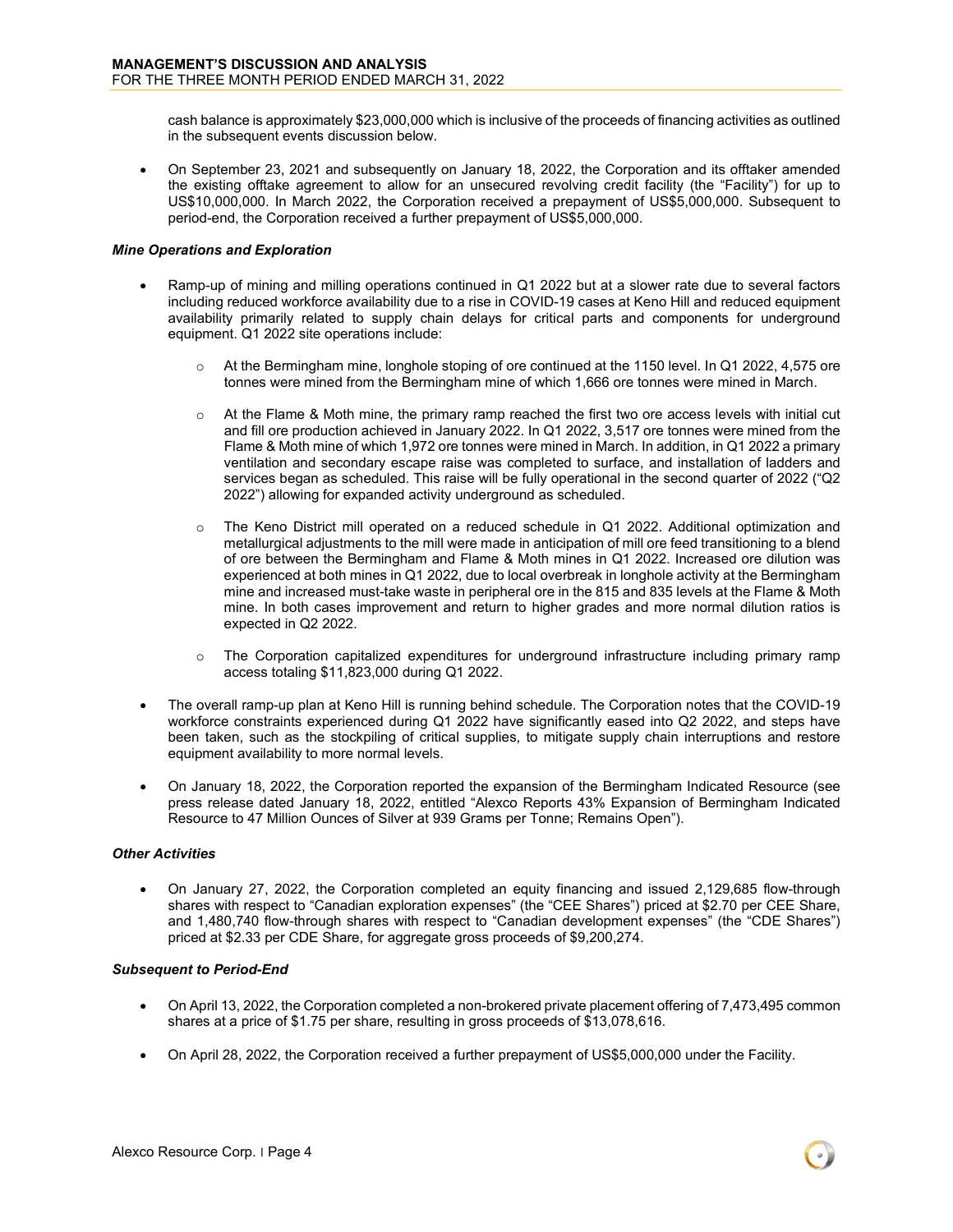cash balance is approximately $23,000,000 which is inclusive of the proceeds of financing activities as outlined in the subsequent events discussion below.

- On September 23, 2021 and subsequently on January 18, 2022, the Corporation and its offtaker amended the existing offtake agreement to allow for an unsecured revolving credit facility (the "Facility") for up to US$10,000,000. In March 2022, the Corporation received a prepayment of US$5,000,000. Subsequent to period-end, the Corporation received a further prepayment of US$5,000,000.

***Mine Operations and Exploration***

- Ramp-up of mining and milling operations continued in Q1 2022 but at a slower rate due to several factors including reduced workforce availability due to a rise in COVID-19 cases at Keno Hill and reduced equipment availability primarily related to supply chain delays for critical parts and components for underground equipment. Q1 2022 site operations include:
  - At the Bermingham mine, longhole stoping of ore continued at the 1150 level. In Q1 2022, 4,575 ore tonnes were mined from the Bermingham mine of which 1,666 ore tonnes were mined in March.
  - At the Flame & Moth mine, the primary ramp reached the first two ore access levels with initial cut and fill ore production achieved in January 2022. In Q1 2022, 3,517 ore tonnes were mined from the Flame & Moth mine of which 1,972 ore tonnes were mined in March. In addition, in Q1 2022 a primary ventilation and secondary escape raise was completed to surface, and installation of ladders and services began as scheduled. This raise will be fully operational in the second quarter of 2022 ("Q2 2022") allowing for expanded activity underground as scheduled.
  - The Keno District mill operated on a reduced schedule in Q1 2022. Additional optimization and metallurgical adjustments to the mill were made in anticipation of mill ore feed transitioning to a blend of ore between the Bermingham and Flame & Moth mines in Q1 2022. Increased ore dilution was experienced at both mines in Q1 2022, due to local overbreak in longhole activity at the Bermingham mine and increased must-take waste in peripheral ore in the 815 and 835 levels at the Flame & Moth mine. In both cases improvement and return to higher grades and more normal dilution ratios is expected in Q2 2022.
  - The Corporation capitalized expenditures for underground infrastructure including primary ramp access totaling $11,823,000 during Q1 2022.
- The overall ramp-up plan at Keno Hill is running behind schedule. The Corporation notes that the COVID-19 workforce constraints experienced during Q1 2022 have significantly eased into Q2 2022, and steps have been taken, such as the stockpiling of critical supplies, to mitigate supply chain interruptions and restore equipment availability to more normal levels.
- On January 18, 2022, the Corporation reported the expansion of the Bermingham Indicated Resource (see press release dated January 18, 2022, entitled "Alexco Reports 43% Expansion of Bermingham Indicated Resource to 47 Million Ounces of Silver at 939 Grams per Tonne; Remains Open").

***Other Activities***

- On January 27, 2022, the Corporation completed an equity financing and issued 2,129,685 flow-through shares with respect to "Canadian exploration expenses" (the "CEE Shares") priced at $2.70 per CEE Share, and 1,480,740 flow-through shares with respect to "Canadian development expenses" (the "CDE Shares") priced at $2.33 per CDE Share, for aggregate gross proceeds of $9,200,274.

***Subsequent to Period-End***

- On April 13, 2022, the Corporation completed a non-brokered private placement offering of 7,473,495 common shares at a price of $1.75 per share, resulting in gross proceeds of $13,078,616.
- On April 28, 2022, the Corporation received a further prepayment of US$5,000,000 under the Facility.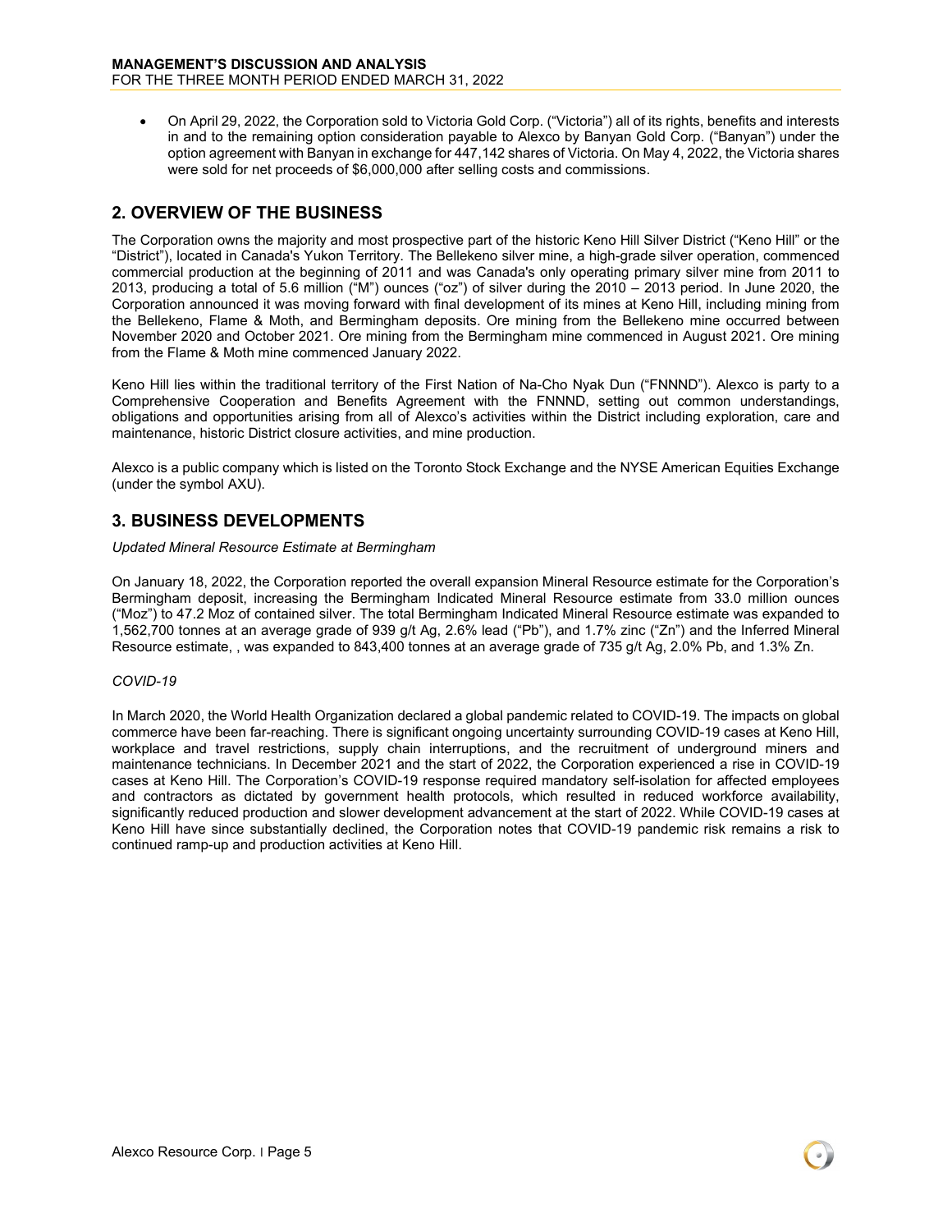- On April 29, 2022, the Corporation sold to Victoria Gold Corp. ("Victoria") all of its rights, benefits and interests in and to the remaining option consideration payable to Alexco by Banyan Gold Corp. ("Banyan") under the option agreement with Banyan in exchange for 447,142 shares of Victoria. On May 4, 2022, the Victoria shares were sold for net proceeds of $6,000,000 after selling costs and commissions.

## 2. OVERVIEW OF THE BUSINESS

The Corporation owns the majority and most prospective part of the historic Keno Hill Silver District ("Keno Hill" or the "District"), located in Canada's Yukon Territory. The Bellekeno silver mine, a high-grade silver operation, commenced commercial production at the beginning of 2011 and was Canada's only operating primary silver mine from 2011 to 2013, producing a total of 5.6 million ("M") ounces ("oz") of silver during the 2010 – 2013 period. In June 2020, the Corporation announced it was moving forward with final development of its mines at Keno Hill, including mining from the Bellekeno, Flame & Moth, and Bermingham deposits. Ore mining from the Bellekeno mine occurred between November 2020 and October 2021. Ore mining from the Bermingham mine commenced in August 2021. Ore mining from the Flame & Moth mine commenced January 2022.

Keno Hill lies within the traditional territory of the First Nation of Na-Cho Nyak Dun ("FNNND"). Alexco is party to a Comprehensive Cooperation and Benefits Agreement with the FNNND, setting out common understandings, obligations and opportunities arising from all of Alexco's activities within the District including exploration, care and maintenance, historic District closure activities, and mine production.

Alexco is a public company which is listed on the Toronto Stock Exchange and the NYSE American Equities Exchange (under the symbol AXU).

## 3. BUSINESS DEVELOPMENTS

*Updated Mineral Resource Estimate at Bermingham*

On January 18, 2022, the Corporation reported the overall expansion Mineral Resource estimate for the Corporation's Bermingham deposit, increasing the Bermingham Indicated Mineral Resource estimate from 33.0 million ounces ("Moz") to 47.2 Moz of contained silver. The total Bermingham Indicated Mineral Resource estimate was expanded to 1,562,700 tonnes at an average grade of 939 g/t Ag, 2.6% lead ("Pb"), and 1.7% zinc ("Zn") and the Inferred Mineral Resource estimate, , was expanded to 843,400 tonnes at an average grade of 735 g/t Ag, 2.0% Pb, and 1.3% Zn.

*COVID-19*

In March 2020, the World Health Organization declared a global pandemic related to COVID-19. The impacts on global commerce have been far-reaching. There is significant ongoing uncertainty surrounding COVID-19 cases at Keno Hill, workplace and travel restrictions, supply chain interruptions, and the recruitment of underground miners and maintenance technicians. In December 2021 and the start of 2022, the Corporation experienced a rise in COVID-19 cases at Keno Hill. The Corporation's COVID-19 response required mandatory self-isolation for affected employees and contractors as dictated by government health protocols, which resulted in reduced workforce availability, significantly reduced production and slower development advancement at the start of 2022. While COVID-19 cases at Keno Hill have since substantially declined, the Corporation notes that COVID-19 pandemic risk remains a risk to continued ramp-up and production activities at Keno Hill.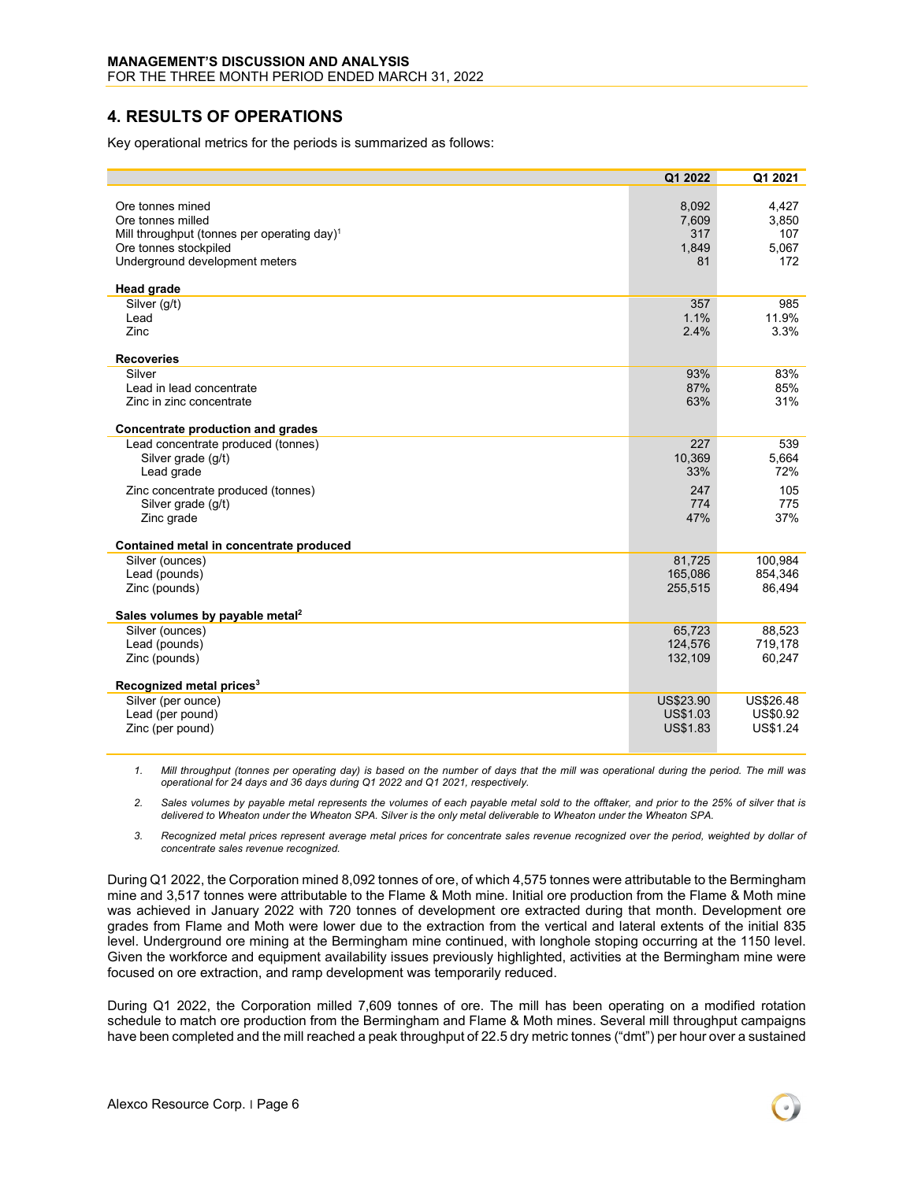## 4. RESULTS OF OPERATIONS

Key operational metrics for the periods is summarized as follows:

| | Q1 2022 | Q1 2021 |
|---|---|---|
| Ore tonnes mined | 8,092 | 4,427 |
| Ore tonnes milled | 7,609 | 3,850 |
| Mill throughput (tonnes per operating day)[1] | 317 | 107 |
| Ore tonnes stockpiled | 1,849 | 5,067 |
| Underground development meters | 81 | 172 |
| **Head grade** | | |
| Silver (g/t) | 357 | 985 |
| Lead | 1.1% | 11.9% |
| Zinc | 2.4% | 3.3% |
| **Recoveries** | | |
| Silver | 93% | 83% |
| Lead in lead concentrate | 87% | 85% |
| Zinc in zinc concentrate | 63% | 31% |
| **Concentrate production and grades** | | |
| Lead concentrate produced (tonnes) | 227 | 539 |
| Silver grade (g/t) | 10,369 | 5,664 |
| Lead grade | 33% | 72% |
| Zinc concentrate produced (tonnes) | 247 | 105 |
| Silver grade (g/t) | 774 | 775 |
| Zinc grade | 47% | 37% |
| **Contained metal in concentrate produced** | | |
| Silver (ounces) | 81,725 | 100,984 |
| Lead (pounds) | 165,086 | 854,346 |
| Zinc (pounds) | 255,515 | 86,494 |
| **Sales volumes by payable metal[2]** | | |
| Silver (ounces) | 65,723 | 88,523 |
| Lead (pounds) | 124,576 | 719,178 |
| Zinc (pounds) | 132,109 | 60,247 |
| **Recognized metal prices[3]** | | |
| Silver (per ounce) | US$23.90 | US$26.48 |
| Lead (per pound) | US$1.03 | US$0.92 |
| Zinc (per pound) | US$1.83 | US$1.24 |

1. *Mill throughput (tonnes per operating day) is based on the number of days that the mill was operational during the period. The mill was operational for 24 days and 36 days during Q1 2022 and Q1 2021, respectively.*
2. *Sales volumes by payable metal represents the volumes of each payable metal sold to the offtaker, and prior to the 25% of silver that is delivered to Wheaton under the Wheaton SPA. Silver is the only metal deliverable to Wheaton under the Wheaton SPA.*
3. *Recognized metal prices represent average metal prices for concentrate sales revenue recognized over the period, weighted by dollar of concentrate sales revenue recognized.*

During Q1 2022, the Corporation mined 8,092 tonnes of ore, of which 4,575 tonnes were attributable to the Bermingham mine and 3,517 tonnes were attributable to the Flame & Moth mine. Initial ore production from the Flame & Moth mine was achieved in January 2022 with 720 tonnes of development ore extracted during that month. Development ore grades from Flame and Moth were lower due to the extraction from the vertical and lateral extents of the initial 835 level. Underground ore mining at the Bermingham mine continued, with longhole stoping occurring at the 1150 level. Given the workforce and equipment availability issues previously highlighted, activities at the Bermingham mine were focused on ore extraction, and ramp development was temporarily reduced.

During Q1 2022, the Corporation milled 7,609 tonnes of ore. The mill has been operating on a modified rotation schedule to match ore production from the Bermingham and Flame & Moth mines. Several mill throughput campaigns have been completed and the mill reached a peak throughput of 22.5 dry metric tonnes ("dmt") per hour over a sustained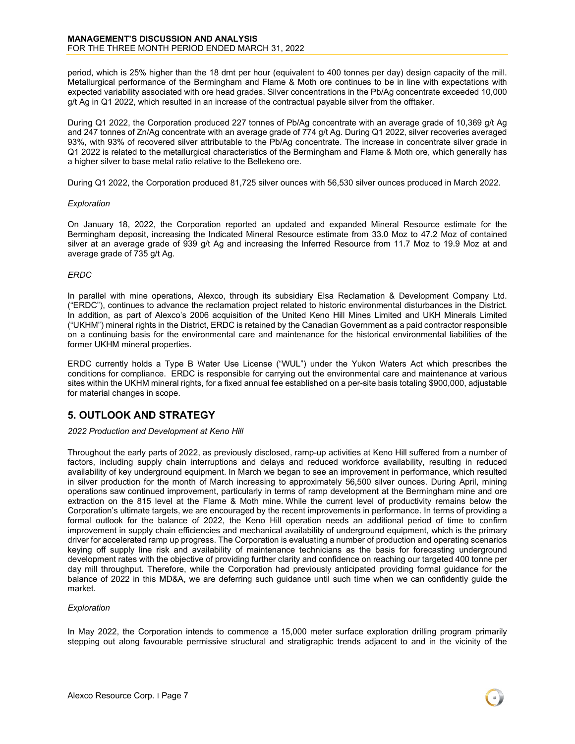period, which is 25% higher than the 18 dmt per hour (equivalent to 400 tonnes per day) design capacity of the mill. Metallurgical performance of the Bermingham and Flame & Moth ore continues to be in line with expectations with expected variability associated with ore head grades. Silver concentrations in the Pb/Ag concentrate exceeded 10,000 g/t Ag in Q1 2022, which resulted in an increase of the contractual payable silver from the offtaker.

During Q1 2022, the Corporation produced 227 tonnes of Pb/Ag concentrate with an average grade of 10,369 g/t Ag and 247 tonnes of Zn/Ag concentrate with an average grade of 774 g/t Ag. During Q1 2022, silver recoveries averaged 93%, with 93% of recovered silver attributable to the Pb/Ag concentrate. The increase in concentrate silver grade in Q1 2022 is related to the metallurgical characteristics of the Bermingham and Flame & Moth ore, which generally has a higher silver to base metal ratio relative to the Bellekeno ore.

During Q1 2022, the Corporation produced 81,725 silver ounces with 56,530 silver ounces produced in March 2022.

*Exploration*

On January 18, 2022, the Corporation reported an updated and expanded Mineral Resource estimate for the Bermingham deposit, increasing the Indicated Mineral Resource estimate from 33.0 Moz to 47.2 Moz of contained silver at an average grade of 939 g/t Ag and increasing the Inferred Resource from 11.7 Moz to 19.9 Moz at and average grade of 735 g/t Ag.

*ERDC*

In parallel with mine operations, Alexco, through its subsidiary Elsa Reclamation & Development Company Ltd. ("ERDC"), continues to advance the reclamation project related to historic environmental disturbances in the District. In addition, as part of Alexco's 2006 acquisition of the United Keno Hill Mines Limited and UKH Minerals Limited ("UKHM") mineral rights in the District, ERDC is retained by the Canadian Government as a paid contractor responsible on a continuing basis for the environmental care and maintenance for the historical environmental liabilities of the former UKHM mineral properties.

ERDC currently holds a Type B Water Use License ("WUL") under the Yukon Waters Act which prescribes the conditions for compliance. ERDC is responsible for carrying out the environmental care and maintenance at various sites within the UKHM mineral rights, for a fixed annual fee established on a per-site basis totaling $900,000, adjustable for material changes in scope.

## 5. OUTLOOK AND STRATEGY

*2022 Production and Development at Keno Hill*

Throughout the early parts of 2022, as previously disclosed, ramp-up activities at Keno Hill suffered from a number of factors, including supply chain interruptions and delays and reduced workforce availability, resulting in reduced availability of key underground equipment. In March we began to see an improvement in performance, which resulted in silver production for the month of March increasing to approximately 56,500 silver ounces. During April, mining operations saw continued improvement, particularly in terms of ramp development at the Bermingham mine and ore extraction on the 815 level at the Flame & Moth mine. While the current level of productivity remains below the Corporation's ultimate targets, we are encouraged by the recent improvements in performance. In terms of providing a formal outlook for the balance of 2022, the Keno Hill operation needs an additional period of time to confirm improvement in supply chain efficiencies and mechanical availability of underground equipment, which is the primary driver for accelerated ramp up progress. The Corporation is evaluating a number of production and operating scenarios keying off supply line risk and availability of maintenance technicians as the basis for forecasting underground development rates with the objective of providing further clarity and confidence on reaching our targeted 400 tonne per day mill throughput. Therefore, while the Corporation had previously anticipated providing formal guidance for the balance of 2022 in this MD&A, we are deferring such guidance until such time when we can confidently guide the market.

*Exploration*

In May 2022, the Corporation intends to commence a 15,000 meter surface exploration drilling program primarily stepping out along favourable permissive structural and stratigraphic trends adjacent to and in the vicinity of the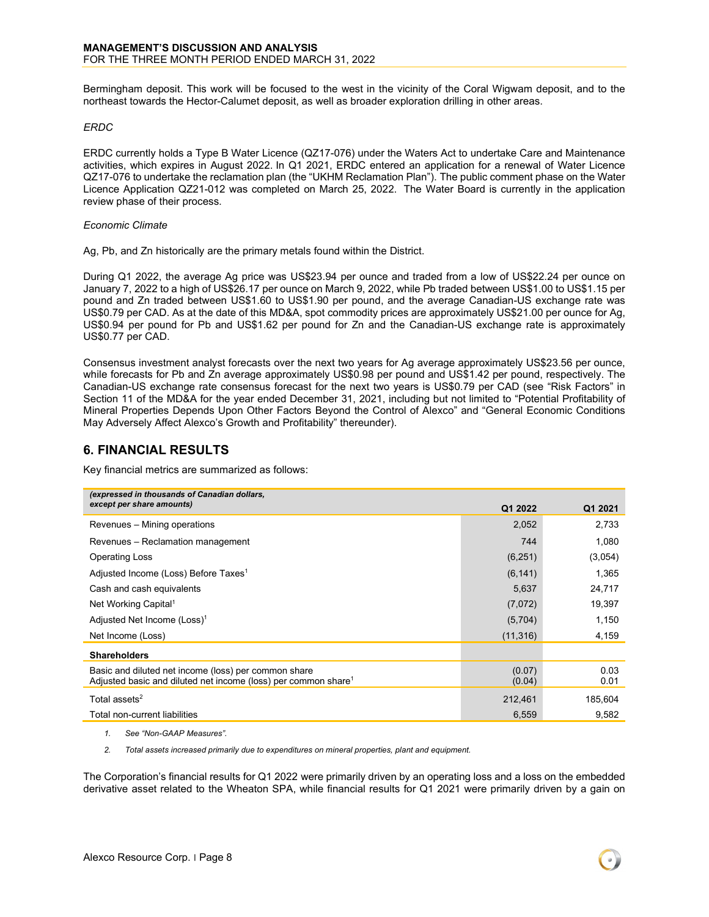Bermingham deposit. This work will be focused to the west in the vicinity of the Coral Wigwam deposit, and to the northeast towards the Hector-Calumet deposit, as well as broader exploration drilling in other areas.

*ERDC*

ERDC currently holds a Type B Water Licence (QZ17-076) under the Waters Act to undertake Care and Maintenance activities, which expires in August 2022. In Q1 2021, ERDC entered an application for a renewal of Water Licence QZ17-076 to undertake the reclamation plan (the "UKHM Reclamation Plan"). The public comment phase on the Water Licence Application QZ21-012 was completed on March 25, 2022. The Water Board is currently in the application review phase of their process.

*Economic Climate*

Ag, Pb, and Zn historically are the primary metals found within the District.

During Q1 2022, the average Ag price was US$23.94 per ounce and traded from a low of US$22.24 per ounce on January 7, 2022 to a high of US$26.17 per ounce on March 9, 2022, while Pb traded between US$1.00 to US$1.15 per pound and Zn traded between US$1.60 to US$1.90 per pound, and the average Canadian-US exchange rate was US$0.79 per CAD. As at the date of this MD&A, spot commodity prices are approximately US$21.00 per ounce for Ag, US$0.94 per pound for Pb and US$1.62 per pound for Zn and the Canadian-US exchange rate is approximately US$0.77 per CAD.

Consensus investment analyst forecasts over the next two years for Ag average approximately US$23.56 per ounce, while forecasts for Pb and Zn average approximately US$0.98 per pound and US$1.42 per pound, respectively. The Canadian-US exchange rate consensus forecast for the next two years is US$0.79 per CAD (see "Risk Factors" in Section 11 of the MD&A for the year ended December 31, 2021, including but not limited to "Potential Profitability of Mineral Properties Depends Upon Other Factors Beyond the Control of Alexco" and "General Economic Conditions May Adversely Affect Alexco's Growth and Profitability" thereunder).

## 6. FINANCIAL RESULTS

Key financial metrics are summarized as follows:

| *(expressed in thousands of Canadian dollars, except per share amounts)* | Q1 2022 | Q1 2021 |
|---|---|---|
| Revenues – Mining operations | 2,052 | 2,733 |
| Revenues – Reclamation management | 744 | 1,080 |
| Operating Loss | (6,251) | (3,054) |
| Adjusted Income (Loss) Before Taxes[1] | (6,141) | 1,365 |
| Cash and cash equivalents | 5,637 | 24,717 |
| Net Working Capital[1] | (7,072) | 19,397 |
| Adjusted Net Income (Loss)[1] | (5,704) | 1,150 |
| Net Income (Loss) | (11,316) | 4,159 |
| **Shareholders** | | |
| Basic and diluted net income (loss) per common share | (0.07) | 0.03 |
| Adjusted basic and diluted net income (loss) per common share[1] | (0.04) | 0.01 |
| Total assets[2] | 212,461 | 185,604 |
| Total non-current liabilities | 6,559 | 9,582 |

1. *See "Non-GAAP Measures".*
2. *Total assets increased primarily due to expenditures on mineral properties, plant and equipment.*

The Corporation's financial results for Q1 2022 were primarily driven by an operating loss and a loss on the embedded derivative asset related to the Wheaton SPA, while financial results for Q1 2021 were primarily driven by a gain on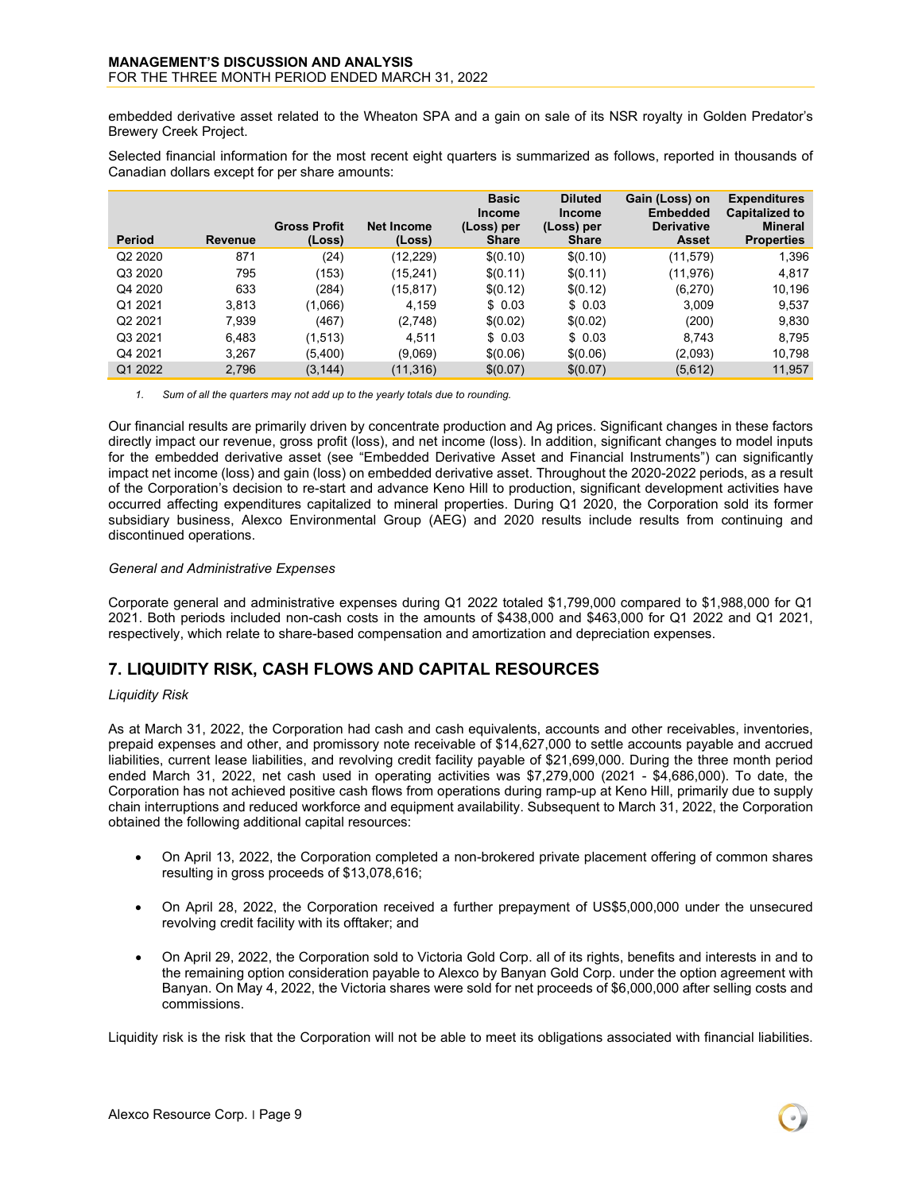embedded derivative asset related to the Wheaton SPA and a gain on sale of its NSR royalty in Golden Predator's Brewery Creek Project.

Selected financial information for the most recent eight quarters is summarized as follows, reported in thousands of Canadian dollars except for per share amounts:

| Period | Revenue | Gross Profit (Loss) | Net Income (Loss) | Basic Income (Loss) per Share | Diluted Income (Loss) per Share | Gain (Loss) on Embedded Derivative Asset | Expenditures Capitalized to Mineral Properties |
|---|---|---|---|---|---|---|---|
| Q2 2020 | 871 | (24) | (12,229) | $(0.10) | $(0.10) | (11,579) | 1,396 |
| Q3 2020 | 795 | (153) | (15,241) | $(0.11) | $(0.11) | (11,976) | 4,817 |
| Q4 2020 | 633 | (284) | (15,817) | $(0.12) | $(0.12) | (6,270) | 10,196 |
| Q1 2021 | 3,813 | (1,066) | 4,159 | $ 0.03 | $ 0.03 | 3,009 | 9,537 |
| Q2 2021 | 7,939 | (467) | (2,748) | $(0.02) | $(0.02) | (200) | 9,830 |
| Q3 2021 | 6,483 | (1,513) | 4,511 | $ 0.03 | $ 0.03 | 8,743 | 8,795 |
| Q4 2021 | 3,267 | (5,400) | (9,069) | $(0.06) | $(0.06) | (2,093) | 10,798 |
| Q1 2022 | 2,796 | (3,144) | (11,316) | $(0.07) | $(0.07) | (5,612) | 11,957 |

*1. Sum of all the quarters may not add up to the yearly totals due to rounding.*

Our financial results are primarily driven by concentrate production and Ag prices. Significant changes in these factors directly impact our revenue, gross profit (loss), and net income (loss). In addition, significant changes to model inputs for the embedded derivative asset (see "Embedded Derivative Asset and Financial Instruments") can significantly impact net income (loss) and gain (loss) on embedded derivative asset. Throughout the 2020-2022 periods, as a result of the Corporation's decision to re-start and advance Keno Hill to production, significant development activities have occurred affecting expenditures capitalized to mineral properties. During Q1 2020, the Corporation sold its former subsidiary business, Alexco Environmental Group (AEG) and 2020 results include results from continuing and discontinued operations.

*General and Administrative Expenses*

Corporate general and administrative expenses during Q1 2022 totaled $1,799,000 compared to $1,988,000 for Q1 2021. Both periods included non-cash costs in the amounts of $438,000 and $463,000 for Q1 2022 and Q1 2021, respectively, which relate to share-based compensation and amortization and depreciation expenses.

## 7. LIQUIDITY RISK, CASH FLOWS AND CAPITAL RESOURCES

*Liquidity Risk*

As at March 31, 2022, the Corporation had cash and cash equivalents, accounts and other receivables, inventories, prepaid expenses and other, and promissory note receivable of $14,627,000 to settle accounts payable and accrued liabilities, current lease liabilities, and revolving credit facility payable of $21,699,000. During the three month period ended March 31, 2022, net cash used in operating activities was $7,279,000 (2021 - $4,686,000). To date, the Corporation has not achieved positive cash flows from operations during ramp-up at Keno Hill, primarily due to supply chain interruptions and reduced workforce and equipment availability. Subsequent to March 31, 2022, the Corporation obtained the following additional capital resources:

- On April 13, 2022, the Corporation completed a non-brokered private placement offering of common shares resulting in gross proceeds of $13,078,616;
- On April 28, 2022, the Corporation received a further prepayment of US$5,000,000 under the unsecured revolving credit facility with its offtaker; and
- On April 29, 2022, the Corporation sold to Victoria Gold Corp. all of its rights, benefits and interests in and to the remaining option consideration payable to Alexco by Banyan Gold Corp. under the option agreement with Banyan. On May 4, 2022, the Victoria shares were sold for net proceeds of $6,000,000 after selling costs and commissions.

Liquidity risk is the risk that the Corporation will not be able to meet its obligations associated with financial liabilities.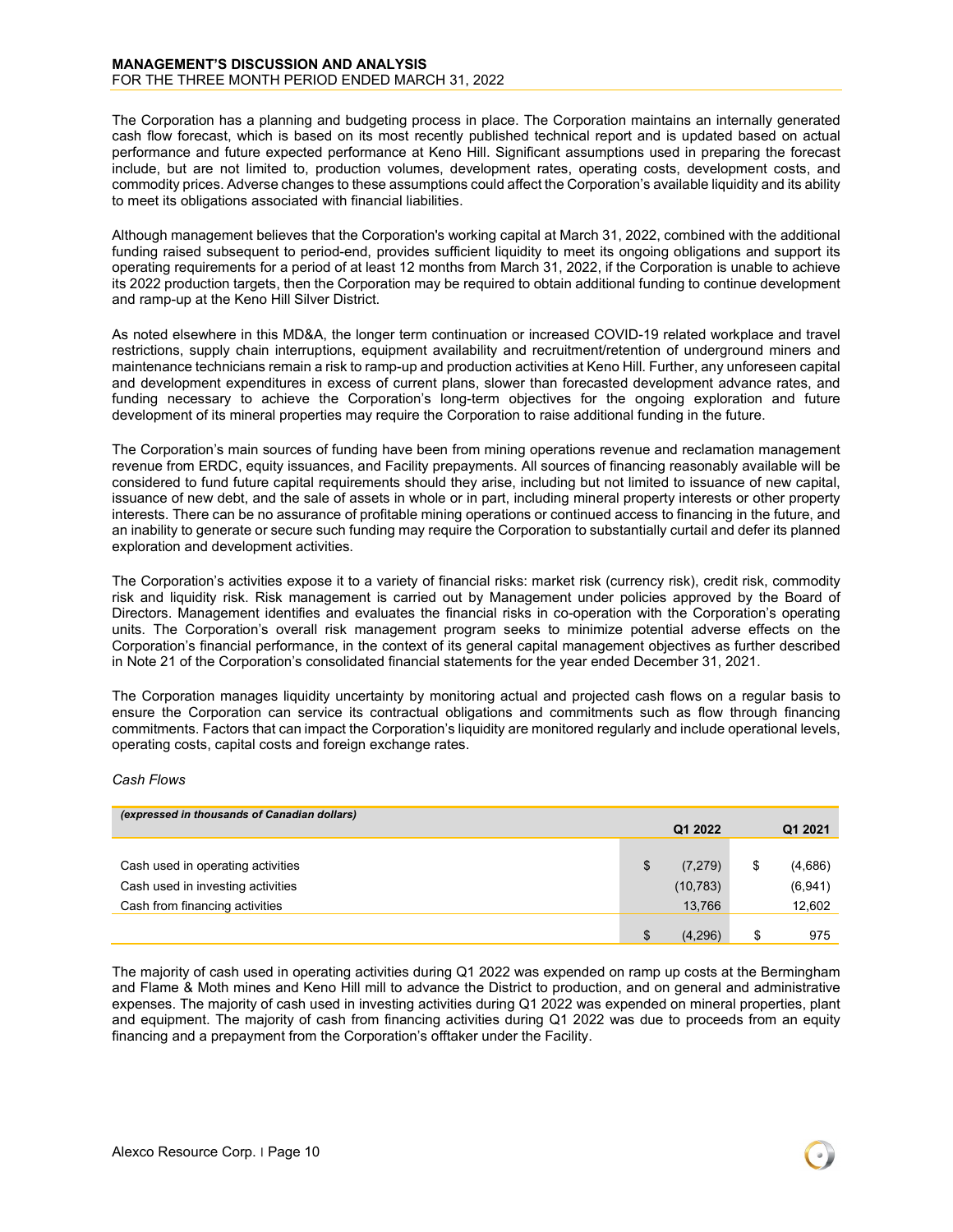The Corporation has a planning and budgeting process in place. The Corporation maintains an internally generated cash flow forecast, which is based on its most recently published technical report and is updated based on actual performance and future expected performance at Keno Hill. Significant assumptions used in preparing the forecast include, but are not limited to, production volumes, development rates, operating costs, development costs, and commodity prices. Adverse changes to these assumptions could affect the Corporation's available liquidity and its ability to meet its obligations associated with financial liabilities.

Although management believes that the Corporation's working capital at March 31, 2022, combined with the additional funding raised subsequent to period-end, provides sufficient liquidity to meet its ongoing obligations and support its operating requirements for a period of at least 12 months from March 31, 2022, if the Corporation is unable to achieve its 2022 production targets, then the Corporation may be required to obtain additional funding to continue development and ramp-up at the Keno Hill Silver District.

As noted elsewhere in this MD&A, the longer term continuation or increased COVID-19 related workplace and travel restrictions, supply chain interruptions, equipment availability and recruitment/retention of underground miners and maintenance technicians remain a risk to ramp-up and production activities at Keno Hill. Further, any unforeseen capital and development expenditures in excess of current plans, slower than forecasted development advance rates, and funding necessary to achieve the Corporation's long-term objectives for the ongoing exploration and future development of its mineral properties may require the Corporation to raise additional funding in the future.

The Corporation's main sources of funding have been from mining operations revenue and reclamation management revenue from ERDC, equity issuances, and Facility prepayments. All sources of financing reasonably available will be considered to fund future capital requirements should they arise, including but not limited to issuance of new capital, issuance of new debt, and the sale of assets in whole or in part, including mineral property interests or other property interests. There can be no assurance of profitable mining operations or continued access to financing in the future, and an inability to generate or secure such funding may require the Corporation to substantially curtail and defer its planned exploration and development activities.

The Corporation's activities expose it to a variety of financial risks: market risk (currency risk), credit risk, commodity risk and liquidity risk. Risk management is carried out by Management under policies approved by the Board of Directors. Management identifies and evaluates the financial risks in co-operation with the Corporation's operating units. The Corporation's overall risk management program seeks to minimize potential adverse effects on the Corporation's financial performance, in the context of its general capital management objectives as further described in Note 21 of the Corporation's consolidated financial statements for the year ended December 31, 2021.

The Corporation manages liquidity uncertainty by monitoring actual and projected cash flows on a regular basis to ensure the Corporation can service its contractual obligations and commitments such as flow through financing commitments. Factors that can impact the Corporation's liquidity are monitored regularly and include operational levels, operating costs, capital costs and foreign exchange rates.

*Cash Flows*

| *(expressed in thousands of Canadian dollars)* | Q1 2022 | Q1 2021 |
|---|---|---|
| Cash used in operating activities | $ (7,279) | $ (4,686) |
| Cash used in investing activities | (10,783) | (6,941) |
| Cash from financing activities | 13,766 | 12,602 |
| | $ (4,296) | $ 975 |

The majority of cash used in operating activities during Q1 2022 was expended on ramp up costs at the Bermingham and Flame & Moth mines and Keno Hill mill to advance the District to production, and on general and administrative expenses. The majority of cash used in investing activities during Q1 2022 was expended on mineral properties, plant and equipment. The majority of cash from financing activities during Q1 2022 was due to proceeds from an equity financing and a prepayment from the Corporation's offtaker under the Facility.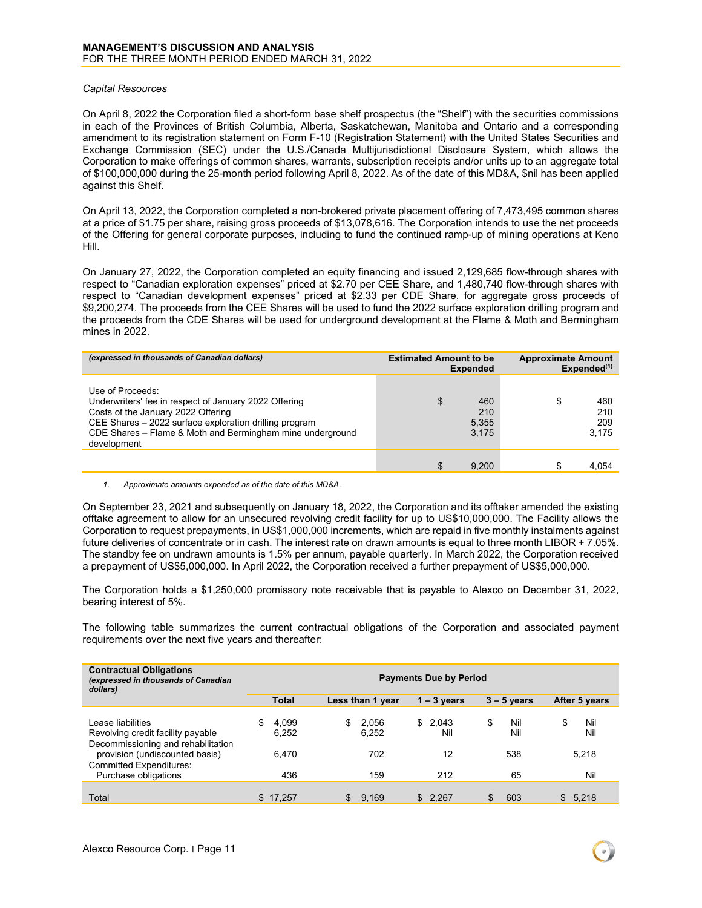*Capital Resources*

On April 8, 2022 the Corporation filed a short-form base shelf prospectus (the "Shelf") with the securities commissions in each of the Provinces of British Columbia, Alberta, Saskatchewan, Manitoba and Ontario and a corresponding amendment to its registration statement on Form F-10 (Registration Statement) with the United States Securities and Exchange Commission (SEC) under the U.S./Canada Multijurisdictional Disclosure System, which allows the Corporation to make offerings of common shares, warrants, subscription receipts and/or units up to an aggregate total of $100,000,000 during the 25-month period following April 8, 2022. As of the date of this MD&A, $nil has been applied against this Shelf.

On April 13, 2022, the Corporation completed a non-brokered private placement offering of 7,473,495 common shares at a price of $1.75 per share, raising gross proceeds of $13,078,616. The Corporation intends to use the net proceeds of the Offering for general corporate purposes, including to fund the continued ramp-up of mining operations at Keno Hill.

On January 27, 2022, the Corporation completed an equity financing and issued 2,129,685 flow-through shares with respect to "Canadian exploration expenses" priced at $2.70 per CEE Share, and 1,480,740 flow-through shares with respect to "Canadian development expenses" priced at $2.33 per CDE Share, for aggregate gross proceeds of $9,200,274. The proceeds from the CEE Shares will be used to fund the 2022 surface exploration drilling program and the proceeds from the CDE Shares will be used for underground development at the Flame & Moth and Bermingham mines in 2022.

| *(expressed in thousands of Canadian dollars)* | Estimated Amount to be Expended | Approximate Amount Expended[1] |
|---|---|---|
| Use of Proceeds: | | |
| Underwriters' fee in respect of January 2022 Offering | $ 460 | $ 460 |
| Costs of the January 2022 Offering | 210 | 210 |
| CEE Shares – 2022 surface exploration drilling program | 5,355 | 209 |
| CDE Shares – Flame & Moth and Bermingham mine underground development | 3,175 | 3,175 |
| | $ 9,200 | $ 4,054 |

1. *Approximate amounts expended as of the date of this MD&A.*

On September 23, 2021 and subsequently on January 18, 2022, the Corporation and its offtaker amended the existing offtake agreement to allow for an unsecured revolving credit facility for up to US$10,000,000. The Facility allows the Corporation to request prepayments, in US$1,000,000 increments, which are repaid in five monthly instalments against future deliveries of concentrate or in cash. The interest rate on drawn amounts is equal to three month LIBOR + 7.05%. The standby fee on undrawn amounts is 1.5% per annum, payable quarterly. In March 2022, the Corporation received a prepayment of US$5,000,000. In April 2022, the Corporation received a further prepayment of US$5,000,000.

The Corporation holds a $1,250,000 promissory note receivable that is payable to Alexco on December 31, 2022, bearing interest of 5%.

The following table summarizes the current contractual obligations of the Corporation and associated payment requirements over the next five years and thereafter:

| **Contractual Obligations** *(expressed in thousands of Canadian dollars)* | Payments Due by Period | | | | |
|---|---|---|---|---|---|
| | Total | Less than 1 year | 1 – 3 years | 3 – 5 years | After 5 years |
| Lease liabilities | $ 4,099 | $ 2,056 | $ 2,043 | $ Nil | $ Nil |
| Revolving credit facility payable | 6,252 | 6,252 | Nil | Nil | Nil |
| Decommissioning and rehabilitation provision (undiscounted basis) | 6,470 | 702 | 12 | 538 | 5,218 |
| Committed Expenditures: | | | | | |
| Purchase obligations | 436 | 159 | 212 | 65 | Nil |
| Total | $ 17,257 | $ 9,169 | $ 2,267 | $ 603 | $ 5,218 |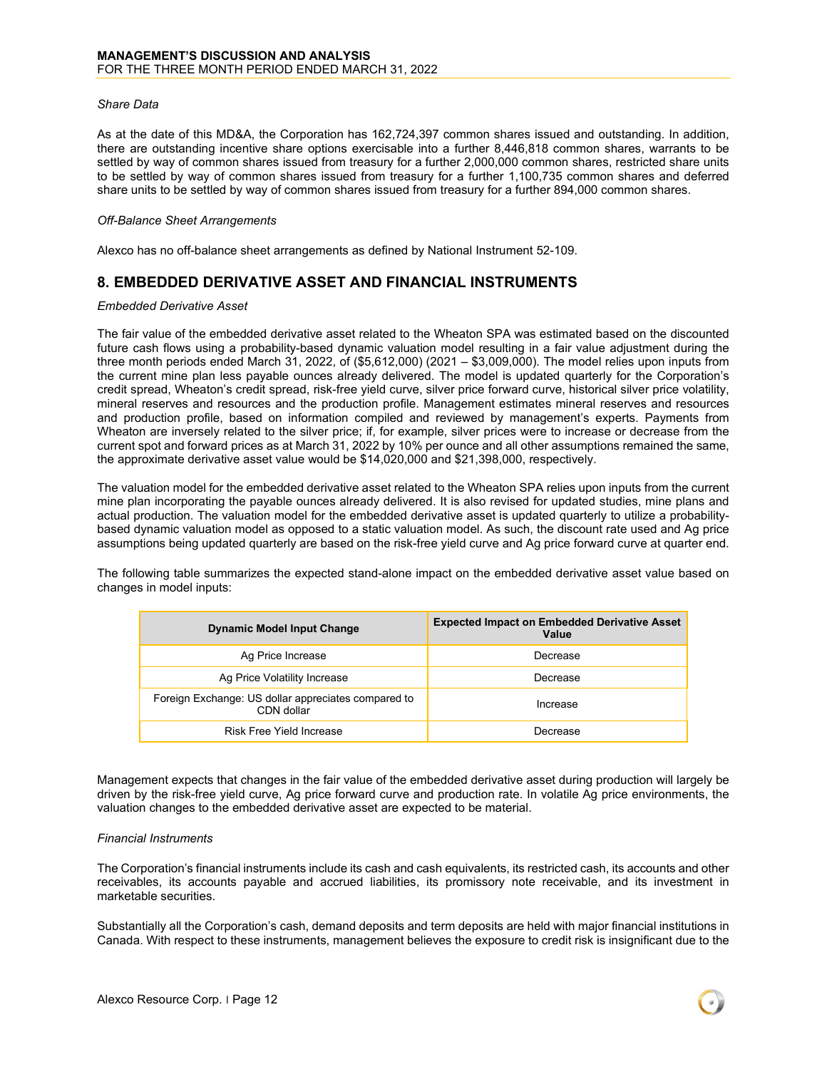*Share Data*

As at the date of this MD&A, the Corporation has 162,724,397 common shares issued and outstanding. In addition, there are outstanding incentive share options exercisable into a further 8,446,818 common shares, warrants to be settled by way of common shares issued from treasury for a further 2,000,000 common shares, restricted share units to be settled by way of common shares issued from treasury for a further 1,100,735 common shares and deferred share units to be settled by way of common shares issued from treasury for a further 894,000 common shares.

*Off-Balance Sheet Arrangements*

Alexco has no off-balance sheet arrangements as defined by National Instrument 52-109.

## 8. EMBEDDED DERIVATIVE ASSET AND FINANCIAL INSTRUMENTS

*Embedded Derivative Asset*

The fair value of the embedded derivative asset related to the Wheaton SPA was estimated based on the discounted future cash flows using a probability-based dynamic valuation model resulting in a fair value adjustment during the three month periods ended March 31, 2022, of ($5,612,000) (2021 – $3,009,000). The model relies upon inputs from the current mine plan less payable ounces already delivered. The model is updated quarterly for the Corporation's credit spread, Wheaton's credit spread, risk-free yield curve, silver price forward curve, historical silver price volatility, mineral reserves and resources and the production profile. Management estimates mineral reserves and resources and production profile, based on information compiled and reviewed by management's experts. Payments from Wheaton are inversely related to the silver price; if, for example, silver prices were to increase or decrease from the current spot and forward prices as at March 31, 2022 by 10% per ounce and all other assumptions remained the same, the approximate derivative asset value would be $14,020,000 and $21,398,000, respectively.

The valuation model for the embedded derivative asset related to the Wheaton SPA relies upon inputs from the current mine plan incorporating the payable ounces already delivered. It is also revised for updated studies, mine plans and actual production. The valuation model for the embedded derivative asset is updated quarterly to utilize a probability-based dynamic valuation model as opposed to a static valuation model. As such, the discount rate used and Ag price assumptions being updated quarterly are based on the risk-free yield curve and Ag price forward curve at quarter end.

The following table summarizes the expected stand-alone impact on the embedded derivative asset value based on changes in model inputs:

| Dynamic Model Input Change | Expected Impact on Embedded Derivative Asset Value |
|---|---|
| Ag Price Increase | Decrease |
| Ag Price Volatility Increase | Decrease |
| Foreign Exchange: US dollar appreciates compared to CDN dollar | Increase |
| Risk Free Yield Increase | Decrease |

Management expects that changes in the fair value of the embedded derivative asset during production will largely be driven by the risk-free yield curve, Ag price forward curve and production rate. In volatile Ag price environments, the valuation changes to the embedded derivative asset are expected to be material.

*Financial Instruments*

The Corporation's financial instruments include its cash and cash equivalents, its restricted cash, its accounts and other receivables, its accounts payable and accrued liabilities, its promissory note receivable, and its investment in marketable securities.

Substantially all the Corporation's cash, demand deposits and term deposits are held with major financial institutions in Canada. With respect to these instruments, management believes the exposure to credit risk is insignificant due to the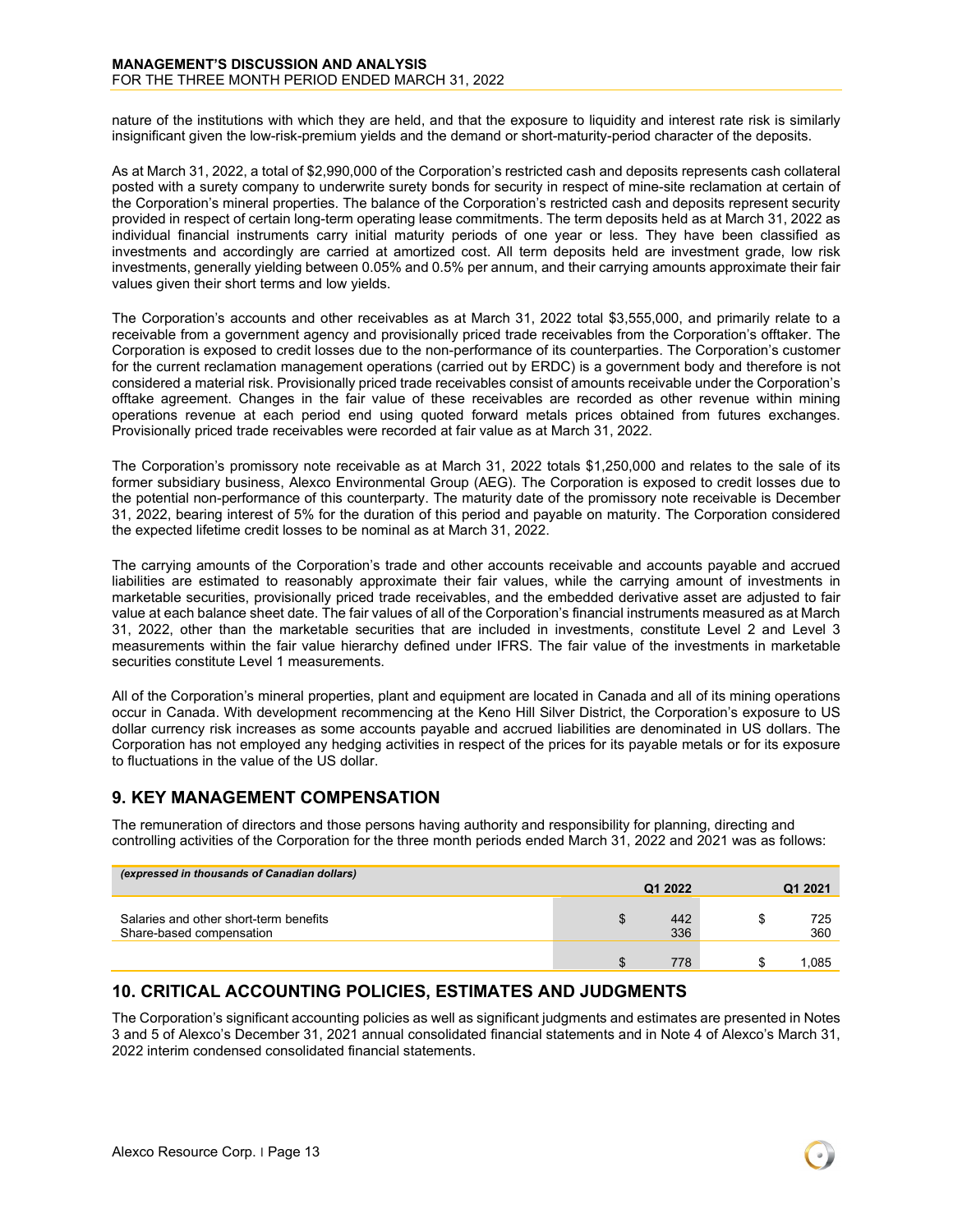nature of the institutions with which they are held, and that the exposure to liquidity and interest rate risk is similarly insignificant given the low-risk-premium yields and the demand or short-maturity-period character of the deposits.

As at March 31, 2022, a total of $2,990,000 of the Corporation's restricted cash and deposits represents cash collateral posted with a surety company to underwrite surety bonds for security in respect of mine-site reclamation at certain of the Corporation's mineral properties. The balance of the Corporation's restricted cash and deposits represent security provided in respect of certain long-term operating lease commitments. The term deposits held as at March 31, 2022 as individual financial instruments carry initial maturity periods of one year or less. They have been classified as investments and accordingly are carried at amortized cost. All term deposits held are investment grade, low risk investments, generally yielding between 0.05% and 0.5% per annum, and their carrying amounts approximate their fair values given their short terms and low yields.

The Corporation's accounts and other receivables as at March 31, 2022 total $3,555,000, and primarily relate to a receivable from a government agency and provisionally priced trade receivables from the Corporation's offtaker. The Corporation is exposed to credit losses due to the non-performance of its counterparties. The Corporation's customer for the current reclamation management operations (carried out by ERDC) is a government body and therefore is not considered a material risk. Provisionally priced trade receivables consist of amounts receivable under the Corporation's offtake agreement. Changes in the fair value of these receivables are recorded as other revenue within mining operations revenue at each period end using quoted forward metals prices obtained from futures exchanges. Provisionally priced trade receivables were recorded at fair value as at March 31, 2022.

The Corporation's promissory note receivable as at March 31, 2022 totals $1,250,000 and relates to the sale of its former subsidiary business, Alexco Environmental Group (AEG). The Corporation is exposed to credit losses due to the potential non-performance of this counterparty. The maturity date of the promissory note receivable is December 31, 2022, bearing interest of 5% for the duration of this period and payable on maturity. The Corporation considered the expected lifetime credit losses to be nominal as at March 31, 2022.

The carrying amounts of the Corporation's trade and other accounts receivable and accounts payable and accrued liabilities are estimated to reasonably approximate their fair values, while the carrying amount of investments in marketable securities, provisionally priced trade receivables, and the embedded derivative asset are adjusted to fair value at each balance sheet date. The fair values of all of the Corporation's financial instruments measured as at March 31, 2022, other than the marketable securities that are included in investments, constitute Level 2 and Level 3 measurements within the fair value hierarchy defined under IFRS. The fair value of the investments in marketable securities constitute Level 1 measurements.

All of the Corporation's mineral properties, plant and equipment are located in Canada and all of its mining operations occur in Canada. With development recommencing at the Keno Hill Silver District, the Corporation's exposure to US dollar currency risk increases as some accounts payable and accrued liabilities are denominated in US dollars. The Corporation has not employed any hedging activities in respect of the prices for its payable metals or for its exposure to fluctuations in the value of the US dollar.

## 9. KEY MANAGEMENT COMPENSATION

The remuneration of directors and those persons having authority and responsibility for planning, directing and controlling activities of the Corporation for the three month periods ended March 31, 2022 and 2021 was as follows:

| *(expressed in thousands of Canadian dollars)* | Q1 2022 | Q1 2021 |
|---|---|---|
| Salaries and other short-term benefits | $ 442 | $ 725 |
| Share-based compensation | 336 | 360 |
| | $ 778 | $ 1,085 |

## 10. CRITICAL ACCOUNTING POLICIES, ESTIMATES AND JUDGMENTS

The Corporation's significant accounting policies as well as significant judgments and estimates are presented in Notes 3 and 5 of Alexco's December 31, 2021 annual consolidated financial statements and in Note 4 of Alexco's March 31, 2022 interim condensed consolidated financial statements.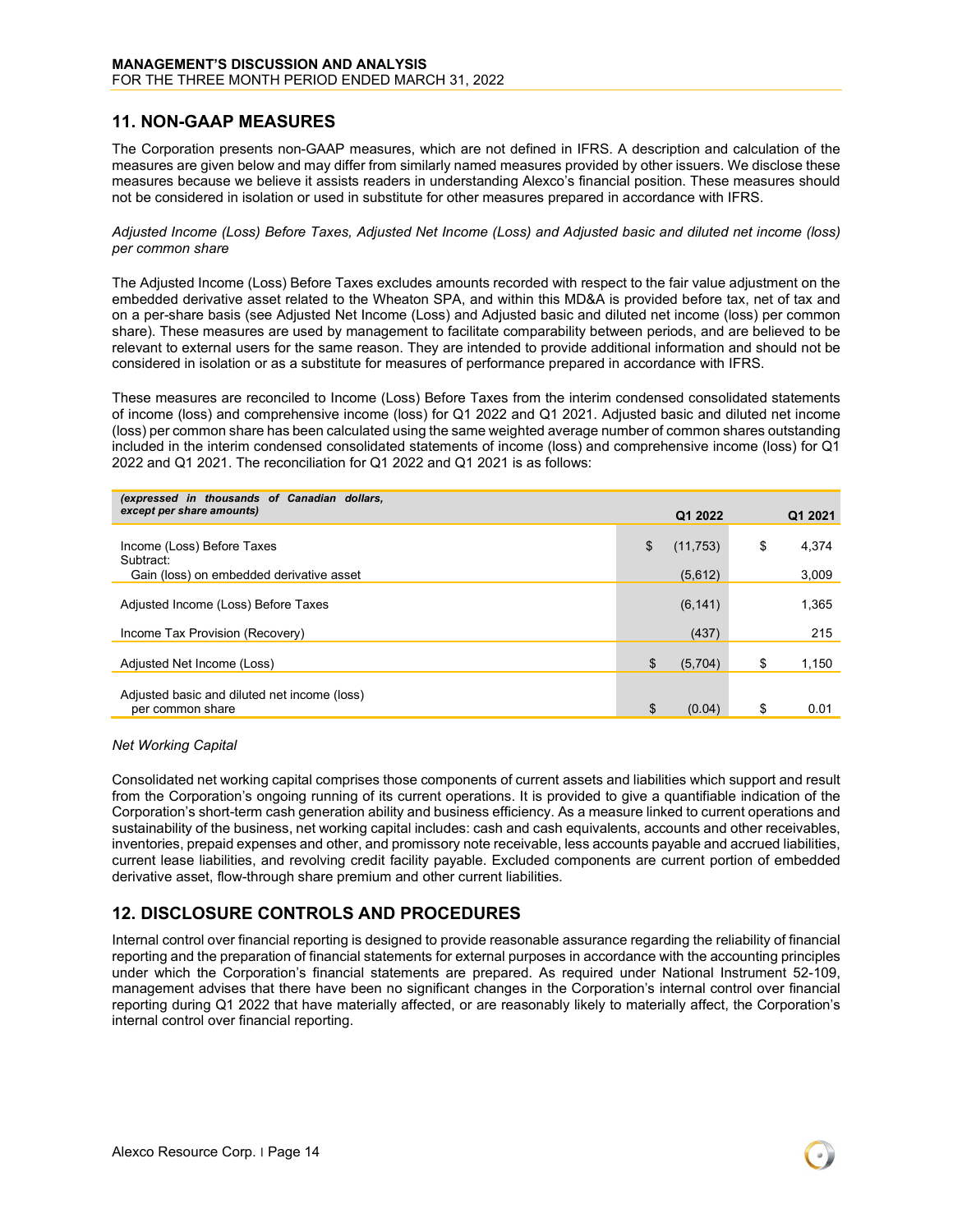## 11. NON-GAAP MEASURES

The Corporation presents non-GAAP measures, which are not defined in IFRS. A description and calculation of the measures are given below and may differ from similarly named measures provided by other issuers. We disclose these measures because we believe it assists readers in understanding Alexco's financial position. These measures should not be considered in isolation or used in substitute for other measures prepared in accordance with IFRS.

*Adjusted Income (Loss) Before Taxes, Adjusted Net Income (Loss) and Adjusted basic and diluted net income (loss) per common share*

The Adjusted Income (Loss) Before Taxes excludes amounts recorded with respect to the fair value adjustment on the embedded derivative asset related to the Wheaton SPA, and within this MD&A is provided before tax, net of tax and on a per-share basis (see Adjusted Net Income (Loss) and Adjusted basic and diluted net income (loss) per common share). These measures are used by management to facilitate comparability between periods, and are believed to be relevant to external users for the same reason. They are intended to provide additional information and should not be considered in isolation or as a substitute for measures of performance prepared in accordance with IFRS.

These measures are reconciled to Income (Loss) Before Taxes from the interim condensed consolidated statements of income (loss) and comprehensive income (loss) for Q1 2022 and Q1 2021. Adjusted basic and diluted net income (loss) per common share has been calculated using the same weighted average number of common shares outstanding included in the interim condensed consolidated statements of income (loss) and comprehensive income (loss) for Q1 2022 and Q1 2021. The reconciliation for Q1 2022 and Q1 2021 is as follows:

| *(expressed in thousands of Canadian dollars, except per share amounts)* | Q1 2022 | Q1 2021 |
|---|---|---|
| Income (Loss) Before Taxes | $ (11,753) | $ 4,374 |
| Subtract: | | |
| Gain (loss) on embedded derivative asset | (5,612) | 3,009 |
| Adjusted Income (Loss) Before Taxes | (6,141) | 1,365 |
| Income Tax Provision (Recovery) | (437) | 215 |
| Adjusted Net Income (Loss) | $ (5,704) | $ 1,150 |
| Adjusted basic and diluted net income (loss) per common share | $ (0.04) | $ 0.01 |

*Net Working Capital*

Consolidated net working capital comprises those components of current assets and liabilities which support and result from the Corporation's ongoing running of its current operations. It is provided to give a quantifiable indication of the Corporation's short-term cash generation ability and business efficiency. As a measure linked to current operations and sustainability of the business, net working capital includes: cash and cash equivalents, accounts and other receivables, inventories, prepaid expenses and other, and promissory note receivable, less accounts payable and accrued liabilities, current lease liabilities, and revolving credit facility payable. Excluded components are current portion of embedded derivative asset, flow-through share premium and other current liabilities.

## 12. DISCLOSURE CONTROLS AND PROCEDURES

Internal control over financial reporting is designed to provide reasonable assurance regarding the reliability of financial reporting and the preparation of financial statements for external purposes in accordance with the accounting principles under which the Corporation's financial statements are prepared. As required under National Instrument 52-109, management advises that there have been no significant changes in the Corporation's internal control over financial reporting during Q1 2022 that have materially affected, or are reasonably likely to materially affect, the Corporation's internal control over financial reporting.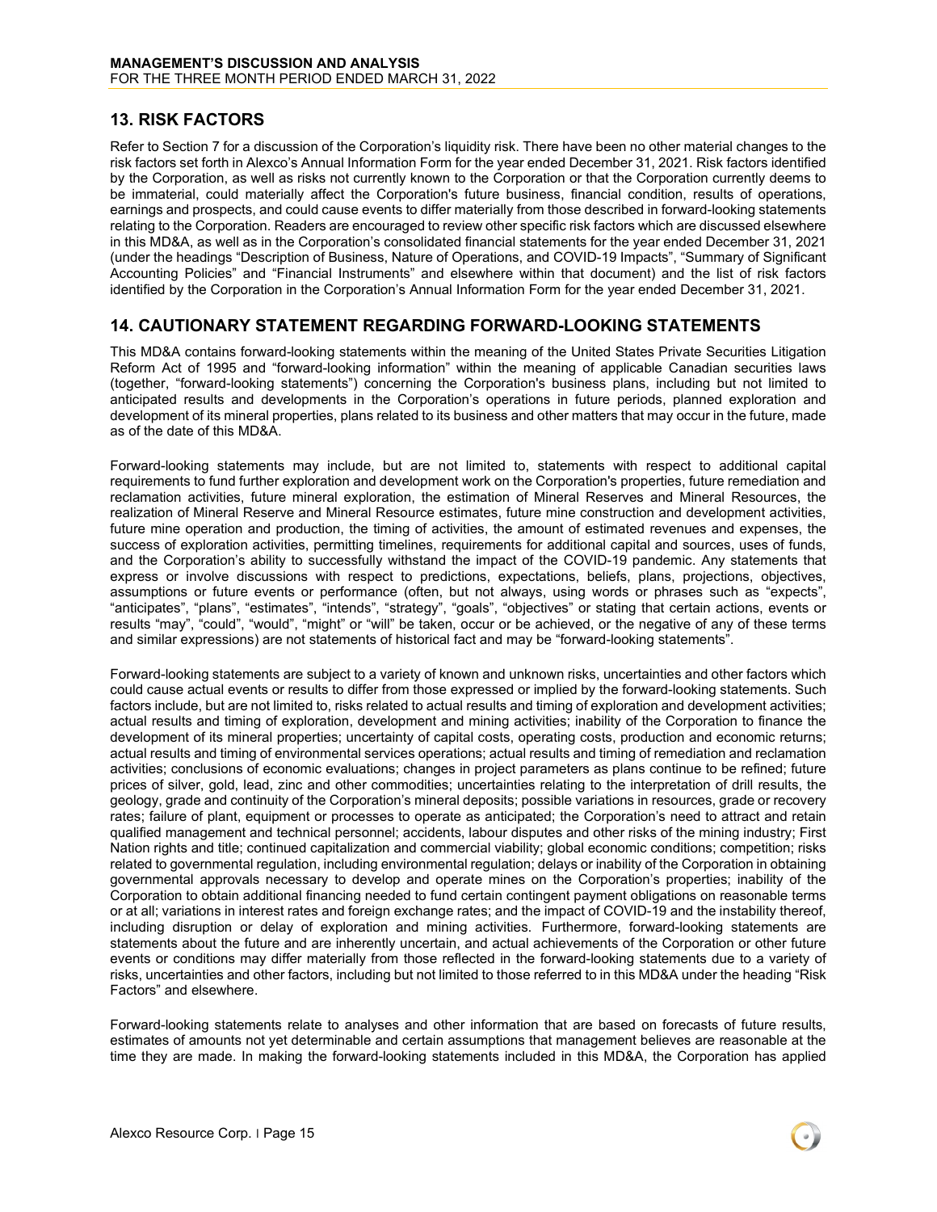## 13. RISK FACTORS

Refer to Section 7 for a discussion of the Corporation's liquidity risk. There have been no other material changes to the risk factors set forth in Alexco's Annual Information Form for the year ended December 31, 2021. Risk factors identified by the Corporation, as well as risks not currently known to the Corporation or that the Corporation currently deems to be immaterial, could materially affect the Corporation's future business, financial condition, results of operations, earnings and prospects, and could cause events to differ materially from those described in forward-looking statements relating to the Corporation. Readers are encouraged to review other specific risk factors which are discussed elsewhere in this MD&A, as well as in the Corporation's consolidated financial statements for the year ended December 31, 2021 (under the headings "Description of Business, Nature of Operations, and COVID-19 Impacts", "Summary of Significant Accounting Policies" and "Financial Instruments" and elsewhere within that document) and the list of risk factors identified by the Corporation in the Corporation's Annual Information Form for the year ended December 31, 2021.

## 14. CAUTIONARY STATEMENT REGARDING FORWARD-LOOKING STATEMENTS

This MD&A contains forward-looking statements within the meaning of the United States Private Securities Litigation Reform Act of 1995 and "forward-looking information" within the meaning of applicable Canadian securities laws (together, "forward-looking statements") concerning the Corporation's business plans, including but not limited to anticipated results and developments in the Corporation's operations in future periods, planned exploration and development of its mineral properties, plans related to its business and other matters that may occur in the future, made as of the date of this MD&A.

Forward-looking statements may include, but are not limited to, statements with respect to additional capital requirements to fund further exploration and development work on the Corporation's properties, future remediation and reclamation activities, future mineral exploration, the estimation of Mineral Reserves and Mineral Resources, the realization of Mineral Reserve and Mineral Resource estimates, future mine construction and development activities, future mine operation and production, the timing of activities, the amount of estimated revenues and expenses, the success of exploration activities, permitting timelines, requirements for additional capital and sources, uses of funds, and the Corporation's ability to successfully withstand the impact of the COVID-19 pandemic. Any statements that express or involve discussions with respect to predictions, expectations, beliefs, plans, projections, objectives, assumptions or future events or performance (often, but not always, using words or phrases such as "expects", "anticipates", "plans", "estimates", "intends", "strategy", "goals", "objectives" or stating that certain actions, events or results "may", "could", "would", "might" or "will" be taken, occur or be achieved, or the negative of any of these terms and similar expressions) are not statements of historical fact and may be "forward-looking statements".

Forward-looking statements are subject to a variety of known and unknown risks, uncertainties and other factors which could cause actual events or results to differ from those expressed or implied by the forward-looking statements. Such factors include, but are not limited to, risks related to actual results and timing of exploration and development activities; actual results and timing of exploration, development and mining activities; inability of the Corporation to finance the development of its mineral properties; uncertainty of capital costs, operating costs, production and economic returns; actual results and timing of environmental services operations; actual results and timing of remediation and reclamation activities; conclusions of economic evaluations; changes in project parameters as plans continue to be refined; future prices of silver, gold, lead, zinc and other commodities; uncertainties relating to the interpretation of drill results, the geology, grade and continuity of the Corporation's mineral deposits; possible variations in resources, grade or recovery rates; failure of plant, equipment or processes to operate as anticipated; the Corporation's need to attract and retain qualified management and technical personnel; accidents, labour disputes and other risks of the mining industry; First Nation rights and title; continued capitalization and commercial viability; global economic conditions; competition; risks related to governmental regulation, including environmental regulation; delays or inability of the Corporation in obtaining governmental approvals necessary to develop and operate mines on the Corporation's properties; inability of the Corporation to obtain additional financing needed to fund certain contingent payment obligations on reasonable terms or at all; variations in interest rates and foreign exchange rates; and the impact of COVID-19 and the instability thereof, including disruption or delay of exploration and mining activities. Furthermore, forward-looking statements are statements about the future and are inherently uncertain, and actual achievements of the Corporation or other future events or conditions may differ materially from those reflected in the forward-looking statements due to a variety of risks, uncertainties and other factors, including but not limited to those referred to in this MD&A under the heading "Risk Factors" and elsewhere.

Forward-looking statements relate to analyses and other information that are based on forecasts of future results, estimates of amounts not yet determinable and certain assumptions that management believes are reasonable at the time they are made. In making the forward-looking statements included in this MD&A, the Corporation has applied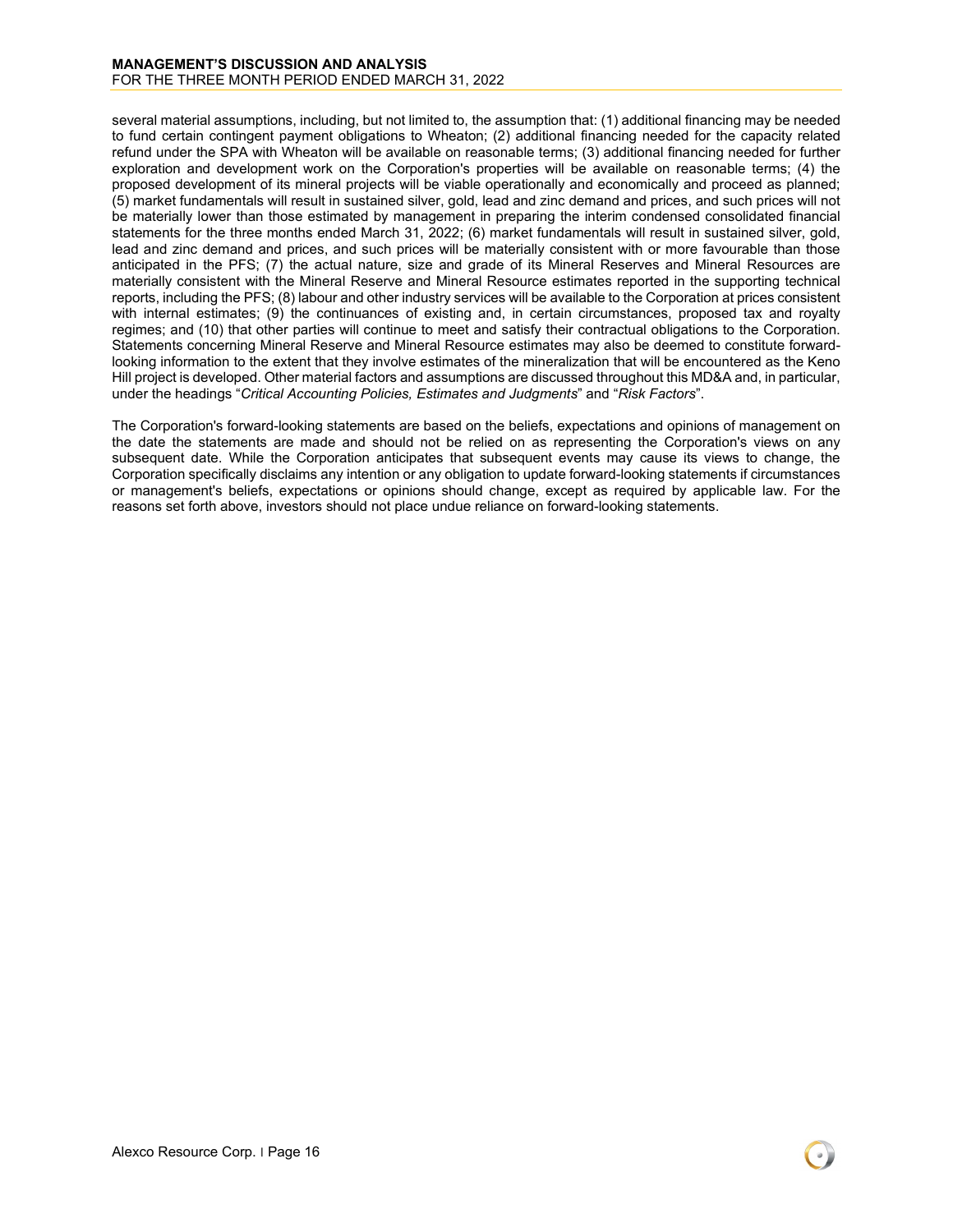several material assumptions, including, but not limited to, the assumption that: (1) additional financing may be needed to fund certain contingent payment obligations to Wheaton; (2) additional financing needed for the capacity related refund under the SPA with Wheaton will be available on reasonable terms; (3) additional financing needed for further exploration and development work on the Corporation's properties will be available on reasonable terms; (4) the proposed development of its mineral projects will be viable operationally and economically and proceed as planned; (5) market fundamentals will result in sustained silver, gold, lead and zinc demand and prices, and such prices will not be materially lower than those estimated by management in preparing the interim condensed consolidated financial statements for the three months ended March 31, 2022; (6) market fundamentals will result in sustained silver, gold, lead and zinc demand and prices, and such prices will be materially consistent with or more favourable than those anticipated in the PFS; (7) the actual nature, size and grade of its Mineral Reserves and Mineral Resources are materially consistent with the Mineral Reserve and Mineral Resource estimates reported in the supporting technical reports, including the PFS; (8) labour and other industry services will be available to the Corporation at prices consistent with internal estimates; (9) the continuances of existing and, in certain circumstances, proposed tax and royalty regimes; and (10) that other parties will continue to meet and satisfy their contractual obligations to the Corporation. Statements concerning Mineral Reserve and Mineral Resource estimates may also be deemed to constitute forward-looking information to the extent that they involve estimates of the mineralization that will be encountered as the Keno Hill project is developed. Other material factors and assumptions are discussed throughout this MD&A and, in particular, under the headings "*Critical Accounting Policies, Estimates and Judgments*" and "*Risk Factors*".

The Corporation's forward-looking statements are based on the beliefs, expectations and opinions of management on the date the statements are made and should not be relied on as representing the Corporation's views on any subsequent date. While the Corporation anticipates that subsequent events may cause its views to change, the Corporation specifically disclaims any intention or any obligation to update forward-looking statements if circumstances or management's beliefs, expectations or opinions should change, except as required by applicable law. For the reasons set forth above, investors should not place undue reliance on forward-looking statements.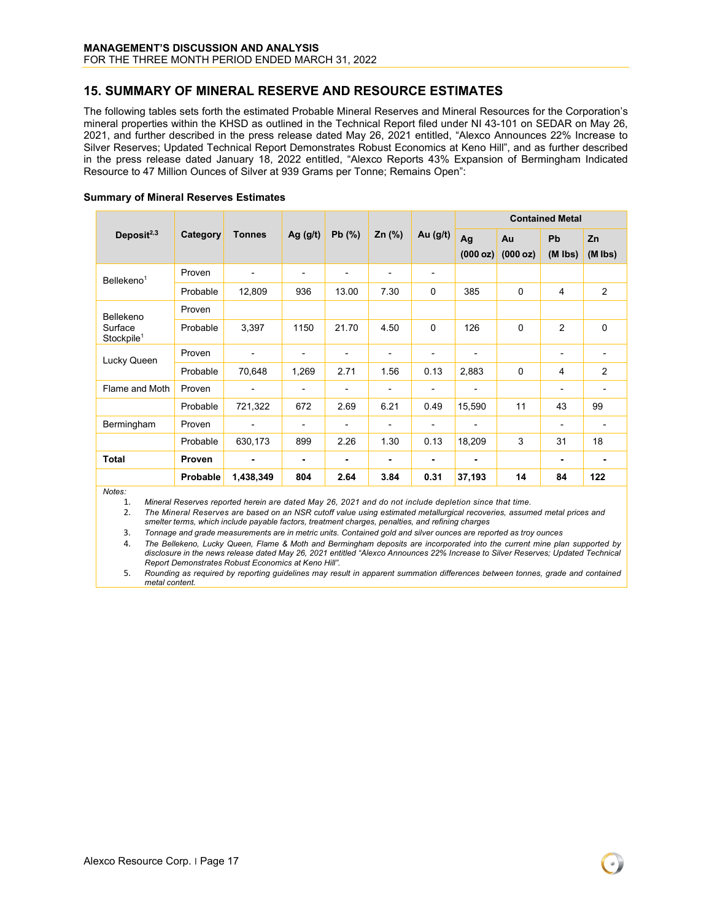## 15. SUMMARY OF MINERAL RESERVE AND RESOURCE ESTIMATES

The following tables sets forth the estimated Probable Mineral Reserves and Mineral Resources for the Corporation's mineral properties within the KHSD as outlined in the Technical Report filed under NI 43-101 on SEDAR on May 26, 2021, and further described in the press release dated May 26, 2021 entitled, "Alexco Announces 22% Increase to Silver Reserves; Updated Technical Report Demonstrates Robust Economics at Keno Hill", and as further described in the press release dated January 18, 2022 entitled, "Alexco Reports 43% Expansion of Bermingham Indicated Resource to 47 Million Ounces of Silver at 939 Grams per Tonne; Remains Open":

**Summary of Mineral Reserves Estimates**

| Deposit[2,3] | Category | Tonnes | Ag (g/t) | Pb (%) | Zn (%) | Au (g/t) | Contained Metal | | | |
|---|---|---|---|---|---|---|---|---|---|---|
| | | | | | | | Ag (000 oz) | Au (000 oz) | Pb (M lbs) | Zn (M lbs) |
| Bellekeno[1] | Proven | - | - | - | - | - | | | | |
| | Probable | 12,809 | 936 | 13.00 | 7.30 | 0 | 385 | 0 | 4 | 2 |
| Bellekeno Surface Stockpile[1] | Proven | | | | | | | | | |
| | Probable | 3,397 | 1150 | 21.70 | 4.50 | 0 | 126 | 0 | 2 | 0 |
| Lucky Queen | Proven | - | - | - | - | - | - | | - | - |
| | Probable | 70,648 | 1,269 | 2.71 | 1.56 | 0.13 | 2,883 | 0 | 4 | 2 |
| Flame and Moth | Proven | - | - | - | - | - | - | | - | - |
| | Probable | 721,322 | 672 | 2.69 | 6.21 | 0.49 | 15,590 | 11 | 43 | 99 |
| Bermingham | Proven | - | - | - | - | - | - | | - | - |
| | Probable | 630,173 | 899 | 2.26 | 1.30 | 0.13 | 18,209 | 3 | 31 | 18 |
| **Total** | **Proven** | **-** | **-** | **-** | **-** | **-** | **-** | | **-** | **-** |
| | **Probable** | **1,438,349** | **804** | **2.64** | **3.84** | **0.31** | **37,193** | **14** | **84** | **122** |

*Notes:*

1. *Mineral Reserves reported herein are dated May 26, 2021 and do not include depletion since that time.*
2. *The Mineral Reserves are based on an NSR cutoff value using estimated metallurgical recoveries, assumed metal prices and smelter terms, which include payable factors, treatment charges, penalties, and refining charges*
3. *Tonnage and grade measurements are in metric units. Contained gold and silver ounces are reported as troy ounces*
4. *The Bellekeno, Lucky Queen, Flame & Moth and Bermingham deposits are incorporated into the current mine plan supported by disclosure in the news release dated May 26, 2021 entitled "Alexco Announces 22% Increase to Silver Reserves; Updated Technical Report Demonstrates Robust Economics at Keno Hill".*
5. *Rounding as required by reporting guidelines may result in apparent summation differences between tonnes, grade and contained metal content.*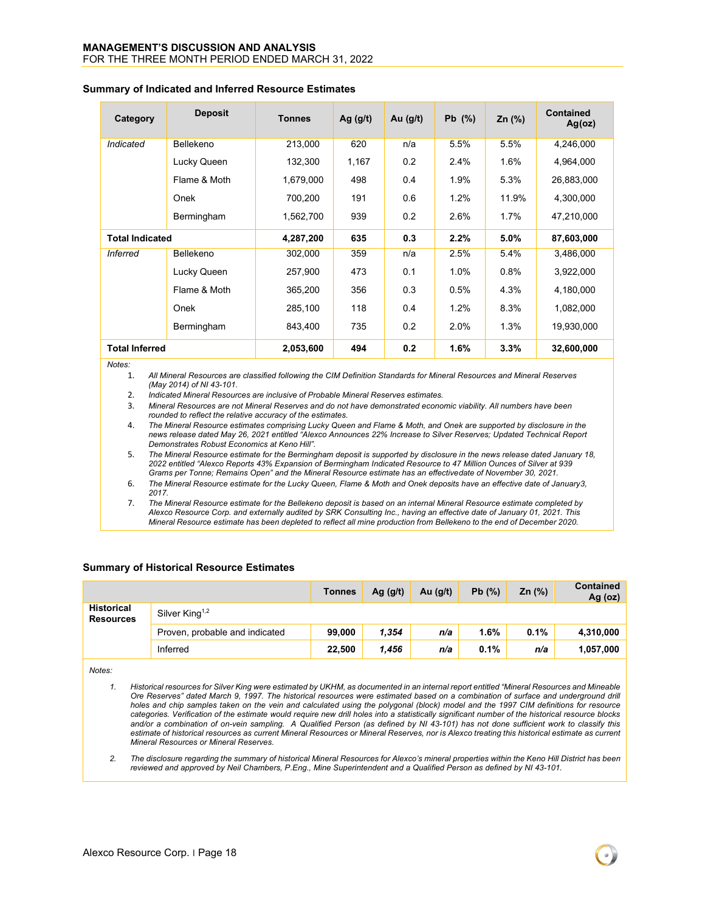### Summary of Indicated and Inferred Resource Estimates

| Category | Deposit | Tonnes | Ag (g/t) | Au (g/t) | Pb (%) | Zn (%) | Contained Ag(oz) |
|---|---|---|---|---|---|---|---|
| *Indicated* | Bellekeno | 213,000 | 620 | n/a | 5.5% | 5.5% | 4,246,000 |
| | Lucky Queen | 132,300 | 1,167 | 0.2 | 2.4% | 1.6% | 4,964,000 |
| | Flame & Moth | 1,679,000 | 498 | 0.4 | 1.9% | 5.3% | 26,883,000 |
| | Onek | 700,200 | 191 | 0.6 | 1.2% | 11.9% | 4,300,000 |
| | Bermingham | 1,562,700 | 939 | 0.2 | 2.6% | 1.7% | 47,210,000 |
| **Total Indicated** | | **4,287,200** | **635** | **0.3** | **2.2%** | **5.0%** | **87,603,000** |
| *Inferred* | Bellekeno | 302,000 | 359 | n/a | 2.5% | 5.4% | 3,486,000 |
| | Lucky Queen | 257,900 | 473 | 0.1 | 1.0% | 0.8% | 3,922,000 |
| | Flame & Moth | 365,200 | 356 | 0.3 | 0.5% | 4.3% | 4,180,000 |
| | Onek | 285,100 | 118 | 0.4 | 1.2% | 8.3% | 1,082,000 |
| | Bermingham | 843,400 | 735 | 0.2 | 2.0% | 1.3% | 19,930,000 |
| **Total Inferred** | | **2,053,600** | **494** | **0.2** | **1.6%** | **3.3%** | **32,600,000** |

*Notes:*

1. *All Mineral Resources are classified following the CIM Definition Standards for Mineral Resources and Mineral Reserves (May 2014) of NI 43-101.*
2. *Indicated Mineral Resources are inclusive of Probable Mineral Reserves estimates.*
3. *Mineral Resources are not Mineral Reserves and do not have demonstrated economic viability. All numbers have been rounded to reflect the relative accuracy of the estimates.*
4. *The Mineral Resource estimates comprising Lucky Queen and Flame & Moth, and Onek are supported by disclosure in the news release dated May 26, 2021 entitled "Alexco Announces 22% Increase to Silver Reserves; Updated Technical Report Demonstrates Robust Economics at Keno Hill".*
5. *The Mineral Resource estimate for the Bermingham deposit is supported by disclosure in the news release dated January 18, 2022 entitled "Alexco Reports 43% Expansion of Bermingham Indicated Resource to 47 Million Ounces of Silver at 939 Grams per Tonne; Remains Open" and the Mineral Resource estimate has an effectivedate of November 30, 2021.*
6. *The Mineral Resource estimate for the Lucky Queen, Flame & Moth and Onek deposits have an effective date of January3, 2017.*
7. *The Mineral Resource estimate for the Bellekeno deposit is based on an internal Mineral Resource estimate completed by Alexco Resource Corp. and externally audited by SRK Consulting Inc., having an effective date of January 01, 2021. This Mineral Resource estimate has been depleted to reflect all mine production from Bellekeno to the end of December 2020.*

### Summary of Historical Resource Estimates

| | | Tonnes | Ag (g/t) | Au (g/t) | Pb (%) | Zn (%) | Contained Ag (oz) |
|---|---|---|---|---|---|---|---|
| **Historical Resources** | Silver King[1,2] | | | | | | |
| | Proven, probable and indicated | **99,000** | ***1,354*** | ***n/a*** | **1.6%** | **0.1%** | **4,310,000** |
| | Inferred | **22,500** | ***1,456*** | ***n/a*** | **0.1%** | ***n/a*** | **1,057,000** |

*Notes:*

1. *Historical resources for Silver King were estimated by UKHM, as documented in an internal report entitled "Mineral Resources and Mineable Ore Reserves" dated March 9, 1997. The historical resources were estimated based on a combination of surface and underground drill holes and chip samples taken on the vein and calculated using the polygonal (block) model and the 1997 CIM definitions for resource categories. Verification of the estimate would require new drill holes into a statistically significant number of the historical resource blocks and/or a combination of on-vein sampling. A Qualified Person (as defined by NI 43-101) has not done sufficient work to classify this estimate of historical resources as current Mineral Resources or Mineral Reserves, nor is Alexco treating this historical estimate as current Mineral Resources or Mineral Reserves.*
2. *The disclosure regarding the summary of historical Mineral Resources for Alexco's mineral properties within the Keno Hill District has been reviewed and approved by Neil Chambers, P.Eng., Mine Superintendent and a Qualified Person as defined by NI 43-101.*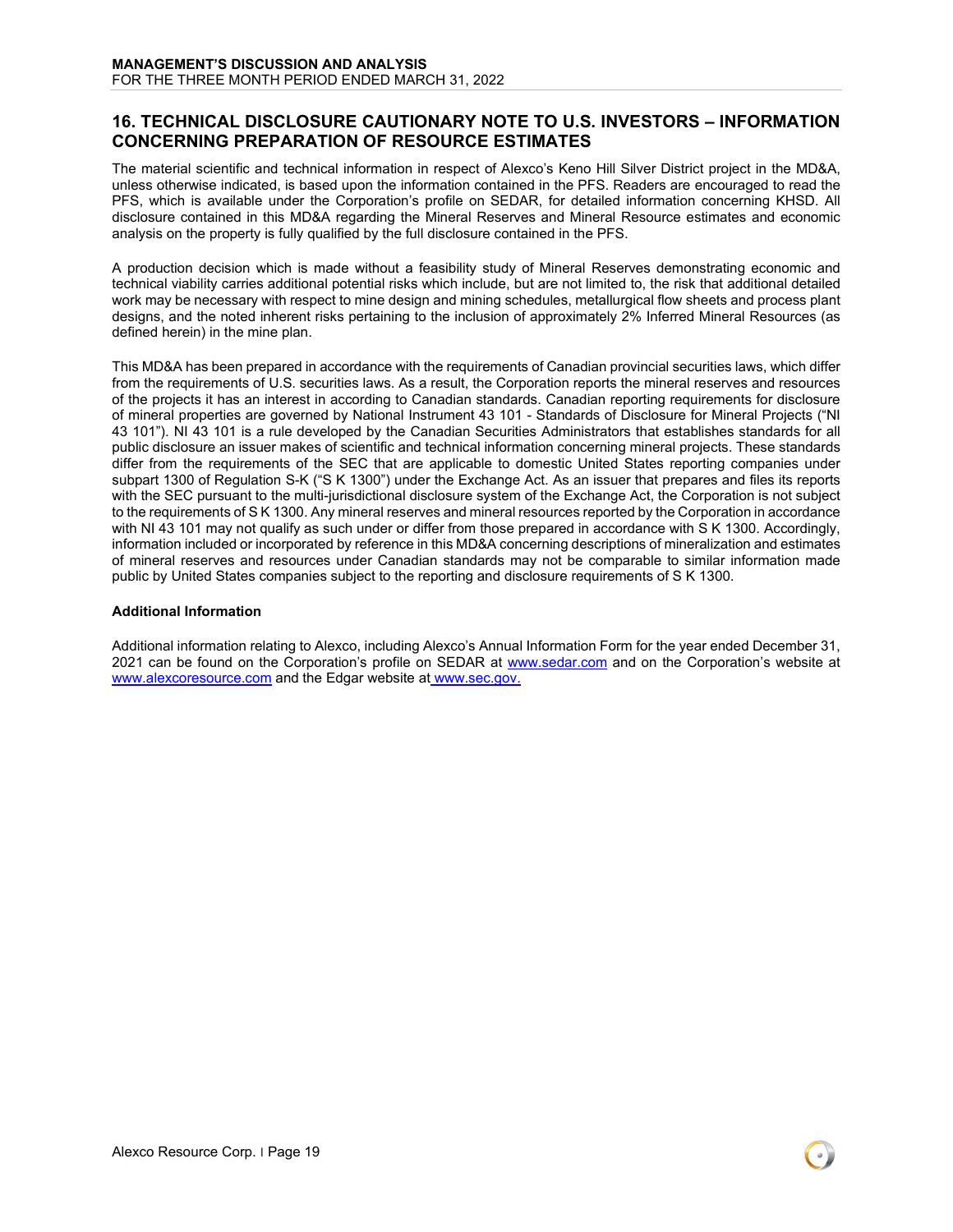## 16. TECHNICAL DISCLOSURE CAUTIONARY NOTE TO U.S. INVESTORS – INFORMATION CONCERNING PREPARATION OF RESOURCE ESTIMATES

The material scientific and technical information in respect of Alexco's Keno Hill Silver District project in the MD&A, unless otherwise indicated, is based upon the information contained in the PFS. Readers are encouraged to read the PFS, which is available under the Corporation's profile on SEDAR, for detailed information concerning KHSD. All disclosure contained in this MD&A regarding the Mineral Reserves and Mineral Resource estimates and economic analysis on the property is fully qualified by the full disclosure contained in the PFS.

A production decision which is made without a feasibility study of Mineral Reserves demonstrating economic and technical viability carries additional potential risks which include, but are not limited to, the risk that additional detailed work may be necessary with respect to mine design and mining schedules, metallurgical flow sheets and process plant designs, and the noted inherent risks pertaining to the inclusion of approximately 2% Inferred Mineral Resources (as defined herein) in the mine plan.

This MD&A has been prepared in accordance with the requirements of Canadian provincial securities laws, which differ from the requirements of U.S. securities laws. As a result, the Corporation reports the mineral reserves and resources of the projects it has an interest in according to Canadian standards. Canadian reporting requirements for disclosure of mineral properties are governed by National Instrument 43 101 - Standards of Disclosure for Mineral Projects ("NI 43 101"). NI 43 101 is a rule developed by the Canadian Securities Administrators that establishes standards for all public disclosure an issuer makes of scientific and technical information concerning mineral projects. These standards differ from the requirements of the SEC that are applicable to domestic United States reporting companies under subpart 1300 of Regulation S-K ("S K 1300") under the Exchange Act. As an issuer that prepares and files its reports with the SEC pursuant to the multi-jurisdictional disclosure system of the Exchange Act, the Corporation is not subject to the requirements of S K 1300. Any mineral reserves and mineral resources reported by the Corporation in accordance with NI 43 101 may not qualify as such under or differ from those prepared in accordance with S K 1300. Accordingly, information included or incorporated by reference in this MD&A concerning descriptions of mineralization and estimates of mineral reserves and resources under Canadian standards may not be comparable to similar information made public by United States companies subject to the reporting and disclosure requirements of S K 1300.

**Additional Information**

Additional information relating to Alexco, including Alexco's Annual Information Form for the year ended December 31, 2021 can be found on the Corporation's profile on SEDAR at www.sedar.com and on the Corporation's website at www.alexcoresource.com and the Edgar website at www.sec.gov.